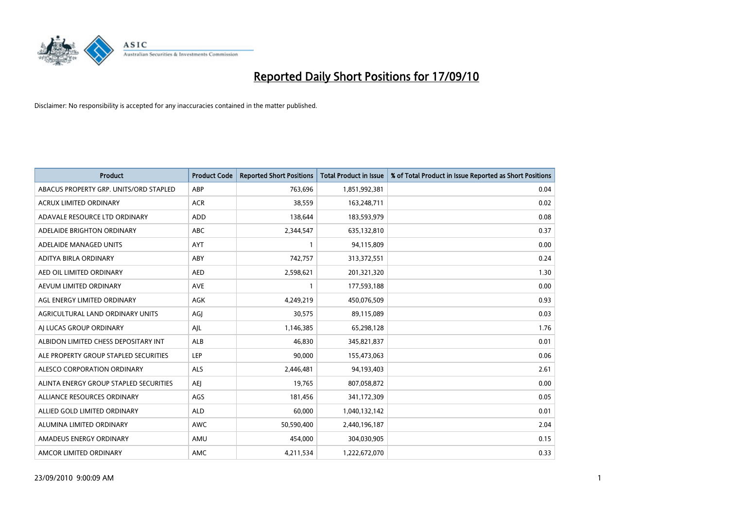# Reported Daily Short Positions for 17/09/10

Disclaimer: No responsibility is accepted for any inaccuracies contained in the matter published.

| Product | Product Code | Reported Short Positions | Total Product in Issue | % of Total Product in Issue Reported as Short Positions |
|---|---|---|---|---|
| ABACUS PROPERTY GRP. UNITS/ORD STAPLED | ABP | 763,696 | 1,851,992,381 | 0.04 |
| ACRUX LIMITED ORDINARY | ACR | 38,559 | 163,248,711 | 0.02 |
| ADAVALE RESOURCE LTD ORDINARY | ADD | 138,644 | 183,593,979 | 0.08 |
| ADELAIDE BRIGHTON ORDINARY | ABC | 2,344,547 | 635,132,810 | 0.37 |
| ADELAIDE MANAGED UNITS | AYT | 1 | 94,115,809 | 0.00 |
| ADITYA BIRLA ORDINARY | ABY | 742,757 | 313,372,551 | 0.24 |
| AED OIL LIMITED ORDINARY | AED | 2,598,621 | 201,321,320 | 1.30 |
| AEVUM LIMITED ORDINARY | AVE | 1 | 177,593,188 | 0.00 |
| AGL ENERGY LIMITED ORDINARY | AGK | 4,249,219 | 450,076,509 | 0.93 |
| AGRICULTURAL LAND ORDINARY UNITS | AGJ | 30,575 | 89,115,089 | 0.03 |
| AJ LUCAS GROUP ORDINARY | AJL | 1,146,385 | 65,298,128 | 1.76 |
| ALBIDON LIMITED CHESS DEPOSITARY INT | ALB | 46,830 | 345,821,837 | 0.01 |
| ALE PROPERTY GROUP STAPLED SECURITIES | LEP | 90,000 | 155,473,063 | 0.06 |
| ALESCO CORPORATION ORDINARY | ALS | 2,446,481 | 94,193,403 | 2.61 |
| ALINTA ENERGY GROUP STAPLED SECURITIES | AEJ | 19,765 | 807,058,872 | 0.00 |
| ALLIANCE RESOURCES ORDINARY | AGS | 181,456 | 341,172,309 | 0.05 |
| ALLIED GOLD LIMITED ORDINARY | ALD | 60,000 | 1,040,132,142 | 0.01 |
| ALUMINA LIMITED ORDINARY | AWC | 50,590,400 | 2,440,196,187 | 2.04 |
| AMADEUS ENERGY ORDINARY | AMU | 454,000 | 304,030,905 | 0.15 |
| AMCOR LIMITED ORDINARY | AMC | 4,211,534 | 1,222,672,070 | 0.33 |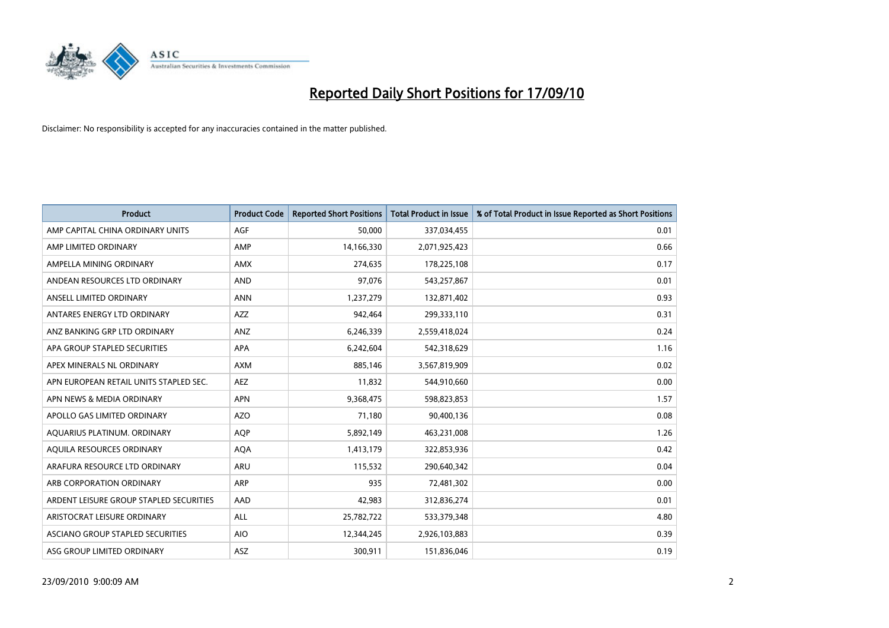# Reported Daily Short Positions for 17/09/10

Disclaimer: No responsibility is accepted for any inaccuracies contained in the matter published.

| Product | Product Code | Reported Short Positions | Total Product in Issue | % of Total Product in Issue Reported as Short Positions |
|---|---|---|---|---|
| AMP CAPITAL CHINA ORDINARY UNITS | AGF | 50,000 | 337,034,455 | 0.01 |
| AMP LIMITED ORDINARY | AMP | 14,166,330 | 2,071,925,423 | 0.66 |
| AMPELLA MINING ORDINARY | AMX | 274,635 | 178,225,108 | 0.17 |
| ANDEAN RESOURCES LTD ORDINARY | AND | 97,076 | 543,257,867 | 0.01 |
| ANSELL LIMITED ORDINARY | ANN | 1,237,279 | 132,871,402 | 0.93 |
| ANTARES ENERGY LTD ORDINARY | AZZ | 942,464 | 299,333,110 | 0.31 |
| ANZ BANKING GRP LTD ORDINARY | ANZ | 6,246,339 | 2,559,418,024 | 0.24 |
| APA GROUP STAPLED SECURITIES | APA | 6,242,604 | 542,318,629 | 1.16 |
| APEX MINERALS NL ORDINARY | AXM | 885,146 | 3,567,819,909 | 0.02 |
| APN EUROPEAN RETAIL UNITS STAPLED SEC. | AEZ | 11,832 | 544,910,660 | 0.00 |
| APN NEWS & MEDIA ORDINARY | APN | 9,368,475 | 598,823,853 | 1.57 |
| APOLLO GAS LIMITED ORDINARY | AZO | 71,180 | 90,400,136 | 0.08 |
| AQUARIUS PLATINUM. ORDINARY | AQP | 5,892,149 | 463,231,008 | 1.26 |
| AQUILA RESOURCES ORDINARY | AQA | 1,413,179 | 322,853,936 | 0.42 |
| ARAFURA RESOURCE LTD ORDINARY | ARU | 115,532 | 290,640,342 | 0.04 |
| ARB CORPORATION ORDINARY | ARP | 935 | 72,481,302 | 0.00 |
| ARDENT LEISURE GROUP STAPLED SECURITIES | AAD | 42,983 | 312,836,274 | 0.01 |
| ARISTOCRAT LEISURE ORDINARY | ALL | 25,782,722 | 533,379,348 | 4.80 |
| ASCIANO GROUP STAPLED SECURITIES | AIO | 12,344,245 | 2,926,103,883 | 0.39 |
| ASG GROUP LIMITED ORDINARY | ASZ | 300,911 | 151,836,046 | 0.19 |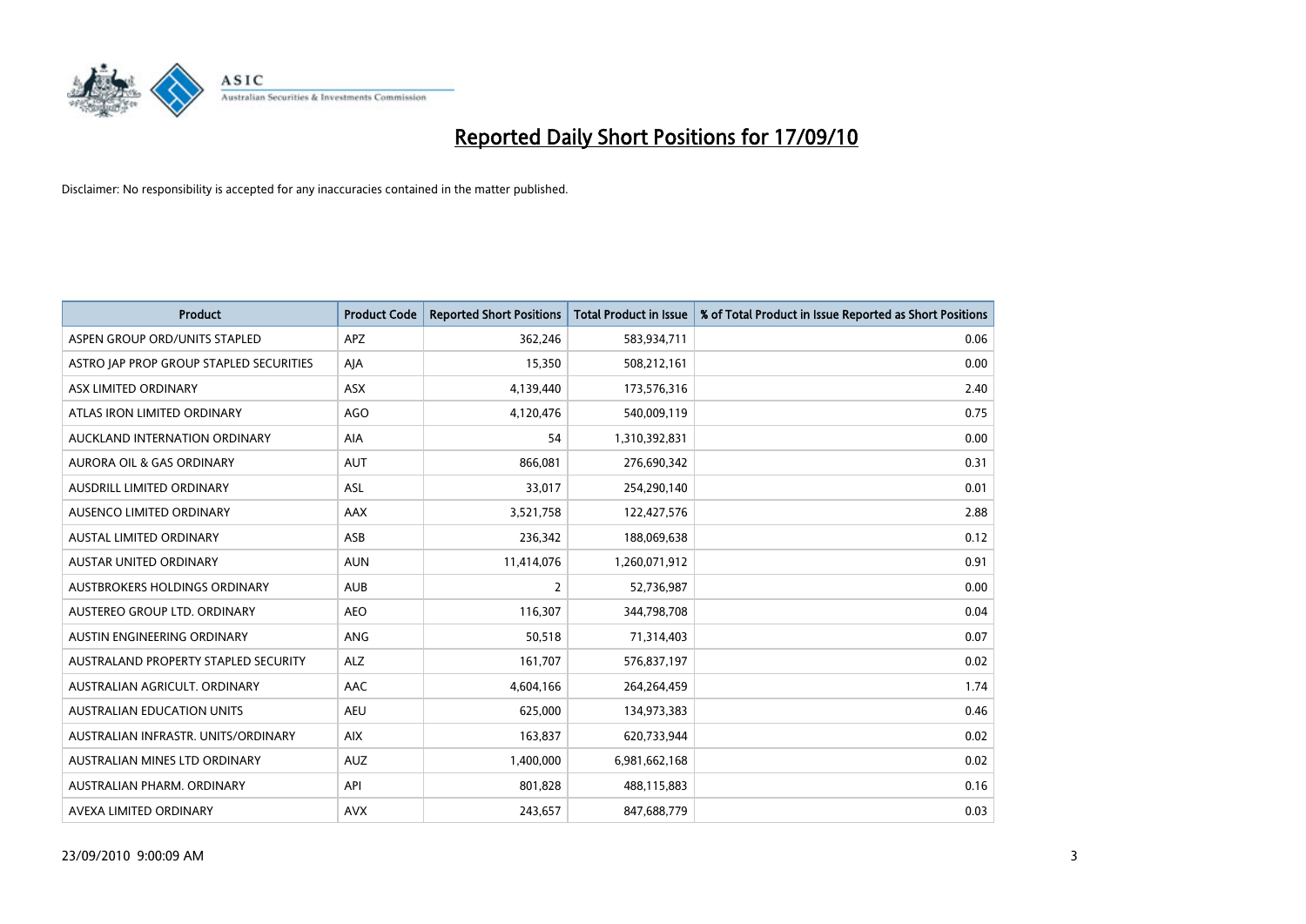# Reported Daily Short Positions for 17/09/10

Disclaimer: No responsibility is accepted for any inaccuracies contained in the matter published.

| Product | Product Code | Reported Short Positions | Total Product in Issue | % of Total Product in Issue Reported as Short Positions |
|---|---|---|---|---|
| ASPEN GROUP ORD/UNITS STAPLED | APZ | 362,246 | 583,934,711 | 0.06 |
| ASTRO JAP PROP GROUP STAPLED SECURITIES | AJA | 15,350 | 508,212,161 | 0.00 |
| ASX LIMITED ORDINARY | ASX | 4,139,440 | 173,576,316 | 2.40 |
| ATLAS IRON LIMITED ORDINARY | AGO | 4,120,476 | 540,009,119 | 0.75 |
| AUCKLAND INTERNATION ORDINARY | AIA | 54 | 1,310,392,831 | 0.00 |
| AURORA OIL & GAS ORDINARY | AUT | 866,081 | 276,690,342 | 0.31 |
| AUSDRILL LIMITED ORDINARY | ASL | 33,017 | 254,290,140 | 0.01 |
| AUSENCO LIMITED ORDINARY | AAX | 3,521,758 | 122,427,576 | 2.88 |
| AUSTAL LIMITED ORDINARY | ASB | 236,342 | 188,069,638 | 0.12 |
| AUSTAR UNITED ORDINARY | AUN | 11,414,076 | 1,260,071,912 | 0.91 |
| AUSTBROKERS HOLDINGS ORDINARY | AUB | 2 | 52,736,987 | 0.00 |
| AUSTEREO GROUP LTD. ORDINARY | AEO | 116,307 | 344,798,708 | 0.04 |
| AUSTIN ENGINEERING ORDINARY | ANG | 50,518 | 71,314,403 | 0.07 |
| AUSTRALAND PROPERTY STAPLED SECURITY | ALZ | 161,707 | 576,837,197 | 0.02 |
| AUSTRALIAN AGRICULT. ORDINARY | AAC | 4,604,166 | 264,264,459 | 1.74 |
| AUSTRALIAN EDUCATION UNITS | AEU | 625,000 | 134,973,383 | 0.46 |
| AUSTRALIAN INFRASTR. UNITS/ORDINARY | AIX | 163,837 | 620,733,944 | 0.02 |
| AUSTRALIAN MINES LTD ORDINARY | AUZ | 1,400,000 | 6,981,662,168 | 0.02 |
| AUSTRALIAN PHARM. ORDINARY | API | 801,828 | 488,115,883 | 0.16 |
| AVEXA LIMITED ORDINARY | AVX | 243,657 | 847,688,779 | 0.03 |

23/09/2010 9:00:09 AM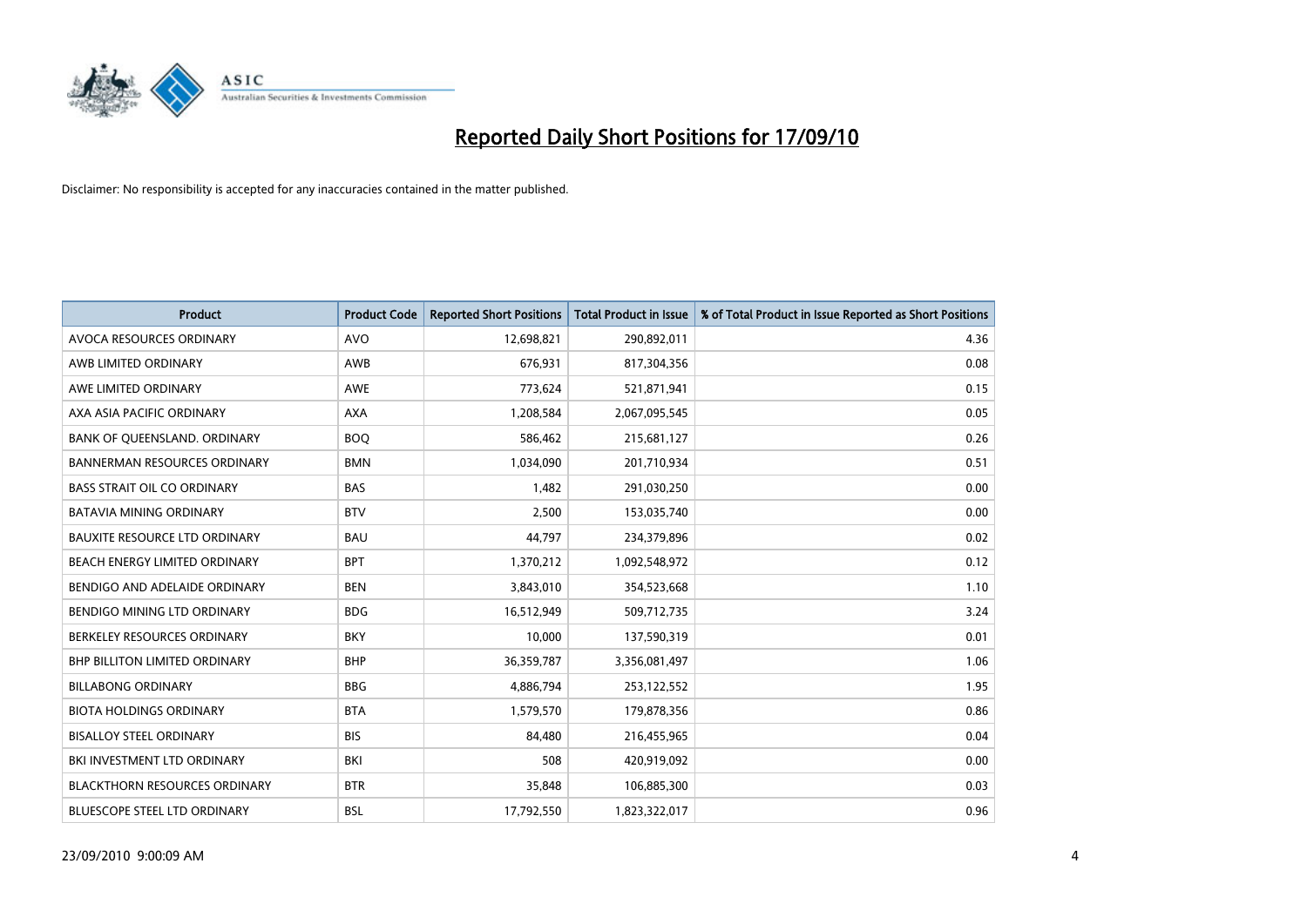# Reported Daily Short Positions for 17/09/10

Disclaimer: No responsibility is accepted for any inaccuracies contained in the matter published.

| Product | Product Code | Reported Short Positions | Total Product in Issue | % of Total Product in Issue Reported as Short Positions |
|---|---|---|---|---|
| AVOCA RESOURCES ORDINARY | AVO | 12,698,821 | 290,892,011 | 4.36 |
| AWB LIMITED ORDINARY | AWB | 676,931 | 817,304,356 | 0.08 |
| AWE LIMITED ORDINARY | AWE | 773,624 | 521,871,941 | 0.15 |
| AXA ASIA PACIFIC ORDINARY | AXA | 1,208,584 | 2,067,095,545 | 0.05 |
| BANK OF QUEENSLAND. ORDINARY | BOQ | 586,462 | 215,681,127 | 0.26 |
| BANNERMAN RESOURCES ORDINARY | BMN | 1,034,090 | 201,710,934 | 0.51 |
| BASS STRAIT OIL CO ORDINARY | BAS | 1,482 | 291,030,250 | 0.00 |
| BATAVIA MINING ORDINARY | BTV | 2,500 | 153,035,740 | 0.00 |
| BAUXITE RESOURCE LTD ORDINARY | BAU | 44,797 | 234,379,896 | 0.02 |
| BEACH ENERGY LIMITED ORDINARY | BPT | 1,370,212 | 1,092,548,972 | 0.12 |
| BENDIGO AND ADELAIDE ORDINARY | BEN | 3,843,010 | 354,523,668 | 1.10 |
| BENDIGO MINING LTD ORDINARY | BDG | 16,512,949 | 509,712,735 | 3.24 |
| BERKELEY RESOURCES ORDINARY | BKY | 10,000 | 137,590,319 | 0.01 |
| BHP BILLITON LIMITED ORDINARY | BHP | 36,359,787 | 3,356,081,497 | 1.06 |
| BILLABONG ORDINARY | BBG | 4,886,794 | 253,122,552 | 1.95 |
| BIOTA HOLDINGS ORDINARY | BTA | 1,579,570 | 179,878,356 | 0.86 |
| BISALLOY STEEL ORDINARY | BIS | 84,480 | 216,455,965 | 0.04 |
| BKI INVESTMENT LTD ORDINARY | BKI | 508 | 420,919,092 | 0.00 |
| BLACKTHORN RESOURCES ORDINARY | BTR | 35,848 | 106,885,300 | 0.03 |
| BLUESCOPE STEEL LTD ORDINARY | BSL | 17,792,550 | 1,823,322,017 | 0.96 |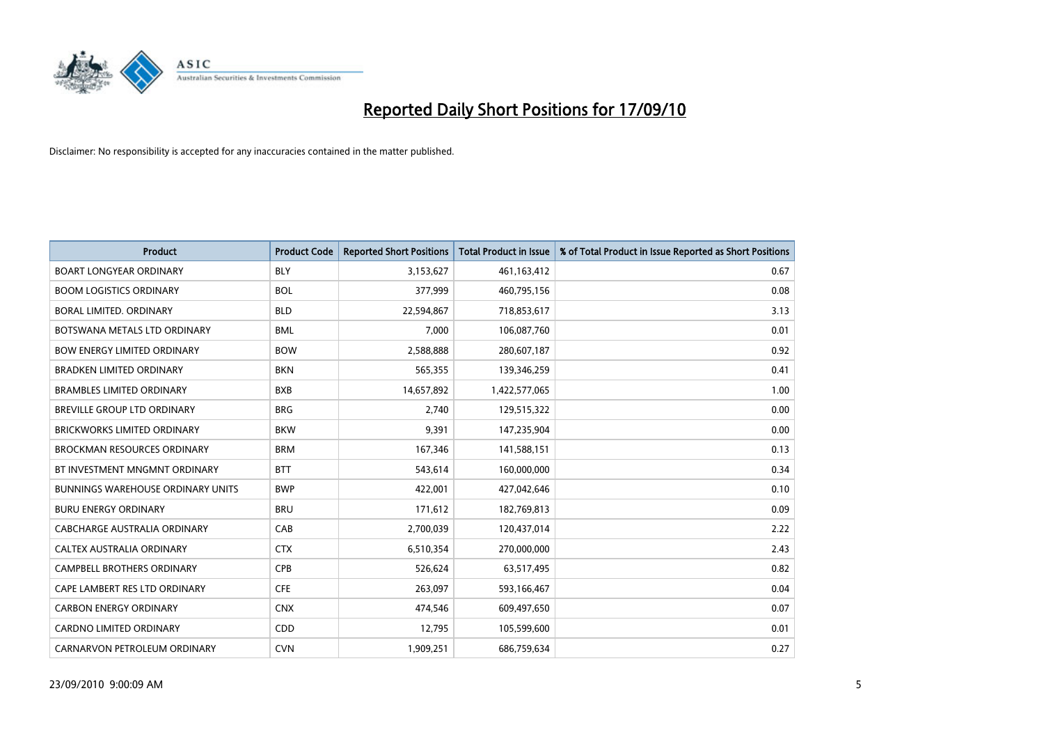# Reported Daily Short Positions for 17/09/10

Disclaimer: No responsibility is accepted for any inaccuracies contained in the matter published.

| Product | Product Code | Reported Short Positions | Total Product in Issue | % of Total Product in Issue Reported as Short Positions |
|---|---|---|---|---|
| BOART LONGYEAR ORDINARY | BLY | 3,153,627 | 461,163,412 | 0.67 |
| BOOM LOGISTICS ORDINARY | BOL | 377,999 | 460,795,156 | 0.08 |
| BORAL LIMITED. ORDINARY | BLD | 22,594,867 | 718,853,617 | 3.13 |
| BOTSWANA METALS LTD ORDINARY | BML | 7,000 | 106,087,760 | 0.01 |
| BOW ENERGY LIMITED ORDINARY | BOW | 2,588,888 | 280,607,187 | 0.92 |
| BRADKEN LIMITED ORDINARY | BKN | 565,355 | 139,346,259 | 0.41 |
| BRAMBLES LIMITED ORDINARY | BXB | 14,657,892 | 1,422,577,065 | 1.00 |
| BREVILLE GROUP LTD ORDINARY | BRG | 2,740 | 129,515,322 | 0.00 |
| BRICKWORKS LIMITED ORDINARY | BKW | 9,391 | 147,235,904 | 0.00 |
| BROCKMAN RESOURCES ORDINARY | BRM | 167,346 | 141,588,151 | 0.13 |
| BT INVESTMENT MNGMNT ORDINARY | BTT | 543,614 | 160,000,000 | 0.34 |
| BUNNINGS WAREHOUSE ORDINARY UNITS | BWP | 422,001 | 427,042,646 | 0.10 |
| BURU ENERGY ORDINARY | BRU | 171,612 | 182,769,813 | 0.09 |
| CABCHARGE AUSTRALIA ORDINARY | CAB | 2,700,039 | 120,437,014 | 2.22 |
| CALTEX AUSTRALIA ORDINARY | CTX | 6,510,354 | 270,000,000 | 2.43 |
| CAMPBELL BROTHERS ORDINARY | CPB | 526,624 | 63,517,495 | 0.82 |
| CAPE LAMBERT RES LTD ORDINARY | CFE | 263,097 | 593,166,467 | 0.04 |
| CARBON ENERGY ORDINARY | CNX | 474,546 | 609,497,650 | 0.07 |
| CARDNO LIMITED ORDINARY | CDD | 12,795 | 105,599,600 | 0.01 |
| CARNARVON PETROLEUM ORDINARY | CVN | 1,909,251 | 686,759,634 | 0.27 |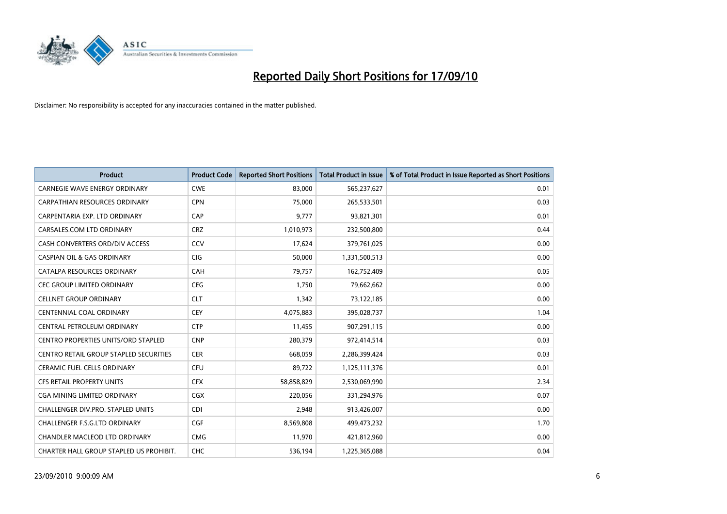# Reported Daily Short Positions for 17/09/10

Disclaimer: No responsibility is accepted for any inaccuracies contained in the matter published.

| Product | Product Code | Reported Short Positions | Total Product in Issue | % of Total Product in Issue Reported as Short Positions |
|---|---|---|---|---|
| CARNEGIE WAVE ENERGY ORDINARY | CWE | 83,000 | 565,237,627 | 0.01 |
| CARPATHIAN RESOURCES ORDINARY | CPN | 75,000 | 265,533,501 | 0.03 |
| CARPENTARIA EXP. LTD ORDINARY | CAP | 9,777 | 93,821,301 | 0.01 |
| CARSALES.COM LTD ORDINARY | CRZ | 1,010,973 | 232,500,800 | 0.44 |
| CASH CONVERTERS ORD/DIV ACCESS | CCV | 17,624 | 379,761,025 | 0.00 |
| CASPIAN OIL & GAS ORDINARY | CIG | 50,000 | 1,331,500,513 | 0.00 |
| CATALPA RESOURCES ORDINARY | CAH | 79,757 | 162,752,409 | 0.05 |
| CEC GROUP LIMITED ORDINARY | CEG | 1,750 | 79,662,662 | 0.00 |
| CELLNET GROUP ORDINARY | CLT | 1,342 | 73,122,185 | 0.00 |
| CENTENNIAL COAL ORDINARY | CEY | 4,075,883 | 395,028,737 | 1.04 |
| CENTRAL PETROLEUM ORDINARY | CTP | 11,455 | 907,291,115 | 0.00 |
| CENTRO PROPERTIES UNITS/ORD STAPLED | CNP | 280,379 | 972,414,514 | 0.03 |
| CENTRO RETAIL GROUP STAPLED SECURITIES | CER | 668,059 | 2,286,399,424 | 0.03 |
| CERAMIC FUEL CELLS ORDINARY | CFU | 89,722 | 1,125,111,376 | 0.01 |
| CFS RETAIL PROPERTY UNITS | CFX | 58,858,829 | 2,530,069,990 | 2.34 |
| CGA MINING LIMITED ORDINARY | CGX | 220,056 | 331,294,976 | 0.07 |
| CHALLENGER DIV.PRO. STAPLED UNITS | CDI | 2,948 | 913,426,007 | 0.00 |
| CHALLENGER F.S.G.LTD ORDINARY | CGF | 8,569,808 | 499,473,232 | 1.70 |
| CHANDLER MACLEOD LTD ORDINARY | CMG | 11,970 | 421,812,960 | 0.00 |
| CHARTER HALL GROUP STAPLED US PROHIBIT. | CHC | 536,194 | 1,225,365,088 | 0.04 |

23/09/2010 9:00:09 AM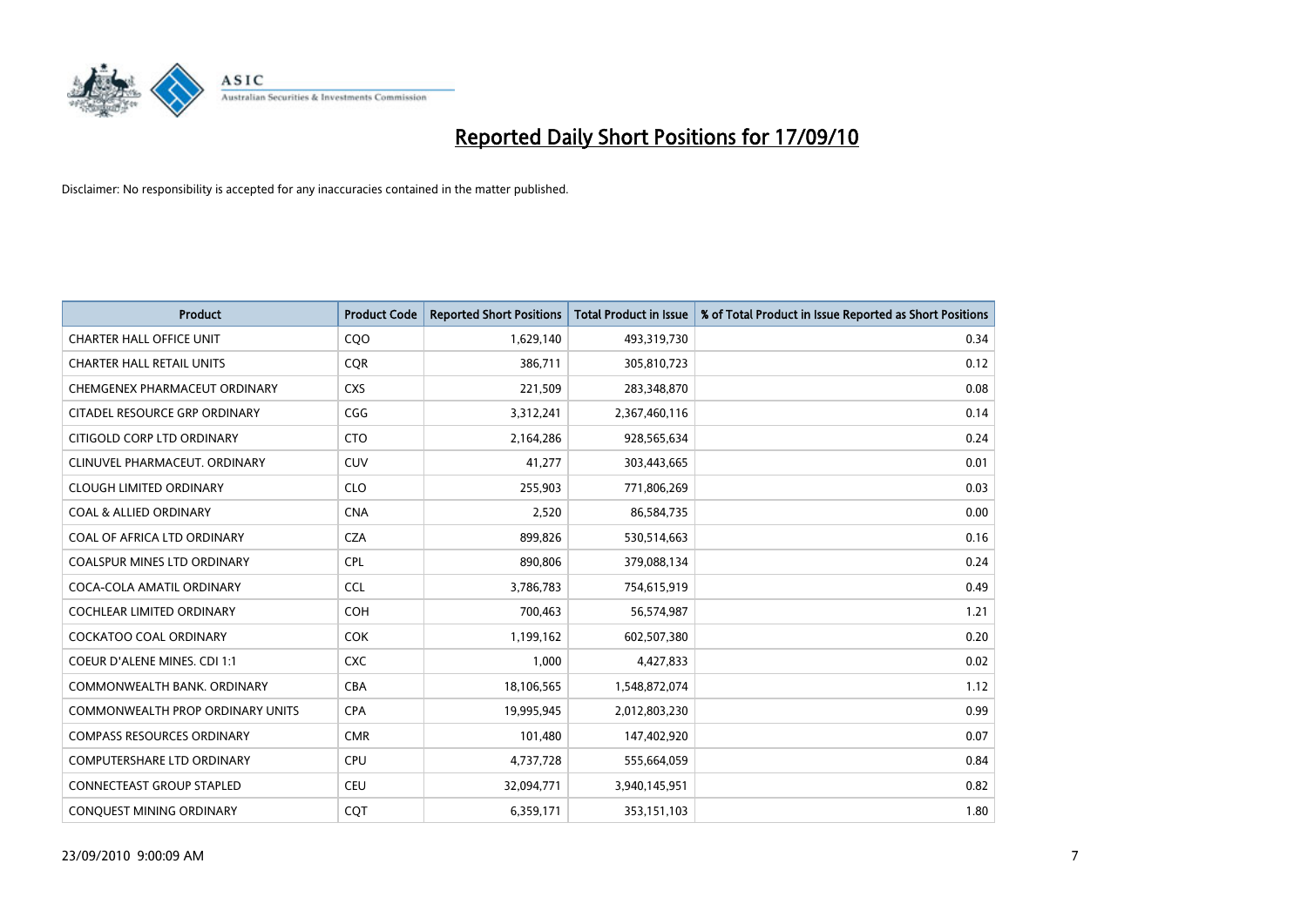# Reported Daily Short Positions for 17/09/10

Disclaimer: No responsibility is accepted for any inaccuracies contained in the matter published.

| Product | Product Code | Reported Short Positions | Total Product in Issue | % of Total Product in Issue Reported as Short Positions |
|---|---|---|---|---|
| CHARTER HALL OFFICE UNIT | CQO | 1,629,140 | 493,319,730 | 0.34 |
| CHARTER HALL RETAIL UNITS | CQR | 386,711 | 305,810,723 | 0.12 |
| CHEMGENEX PHARMACEUT ORDINARY | CXS | 221,509 | 283,348,870 | 0.08 |
| CITADEL RESOURCE GRP ORDINARY | CGG | 3,312,241 | 2,367,460,116 | 0.14 |
| CITIGOLD CORP LTD ORDINARY | CTO | 2,164,286 | 928,565,634 | 0.24 |
| CLINUVEL PHARMACEUT. ORDINARY | CUV | 41,277 | 303,443,665 | 0.01 |
| CLOUGH LIMITED ORDINARY | CLO | 255,903 | 771,806,269 | 0.03 |
| COAL & ALLIED ORDINARY | CNA | 2,520 | 86,584,735 | 0.00 |
| COAL OF AFRICA LTD ORDINARY | CZA | 899,826 | 530,514,663 | 0.16 |
| COALSPUR MINES LTD ORDINARY | CPL | 890,806 | 379,088,134 | 0.24 |
| COCA-COLA AMATIL ORDINARY | CCL | 3,786,783 | 754,615,919 | 0.49 |
| COCHLEAR LIMITED ORDINARY | COH | 700,463 | 56,574,987 | 1.21 |
| COCKATOO COAL ORDINARY | COK | 1,199,162 | 602,507,380 | 0.20 |
| COEUR D'ALENE MINES. CDI 1:1 | CXC | 1,000 | 4,427,833 | 0.02 |
| COMMONWEALTH BANK. ORDINARY | CBA | 18,106,565 | 1,548,872,074 | 1.12 |
| COMMONWEALTH PROP ORDINARY UNITS | CPA | 19,995,945 | 2,012,803,230 | 0.99 |
| COMPASS RESOURCES ORDINARY | CMR | 101,480 | 147,402,920 | 0.07 |
| COMPUTERSHARE LTD ORDINARY | CPU | 4,737,728 | 555,664,059 | 0.84 |
| CONNECTEAST GROUP STAPLED | CEU | 32,094,771 | 3,940,145,951 | 0.82 |
| CONQUEST MINING ORDINARY | CQT | 6,359,171 | 353,151,103 | 1.80 |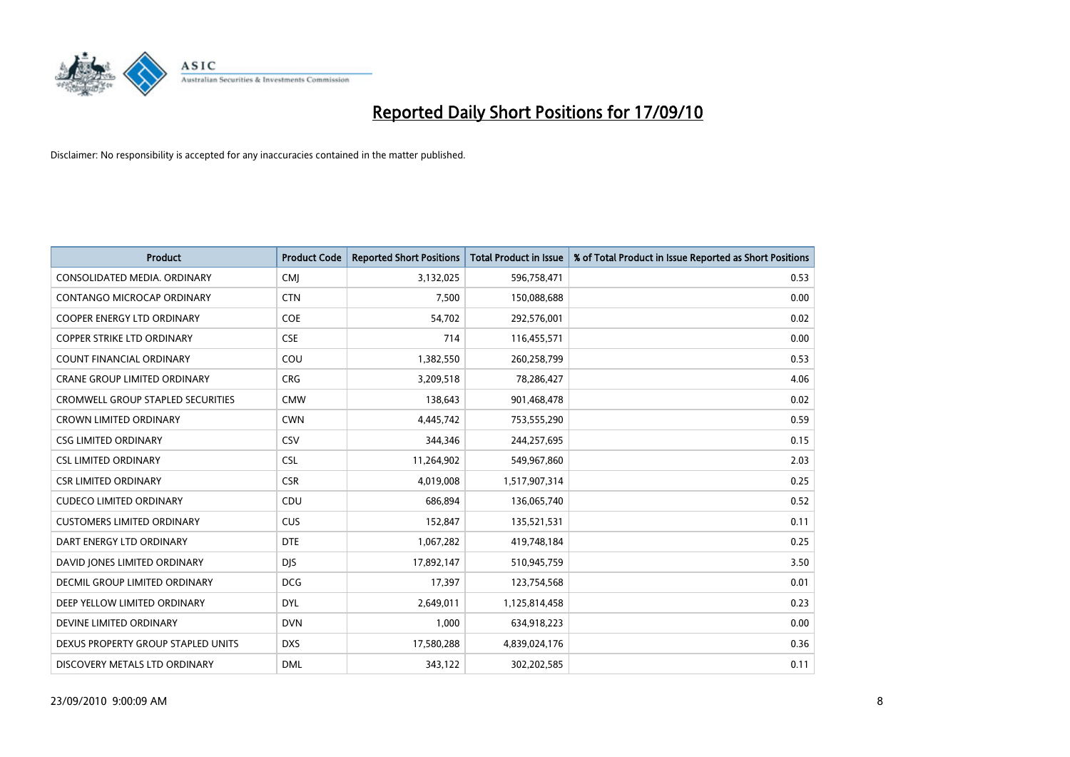# Reported Daily Short Positions for 17/09/10

Disclaimer: No responsibility is accepted for any inaccuracies contained in the matter published.

| Product | Product Code | Reported Short Positions | Total Product in Issue | % of Total Product in Issue Reported as Short Positions |
|---|---|---|---|---|
| CONSOLIDATED MEDIA. ORDINARY | CMJ | 3,132,025 | 596,758,471 | 0.53 |
| CONTANGO MICROCAP ORDINARY | CTN | 7,500 | 150,088,688 | 0.00 |
| COOPER ENERGY LTD ORDINARY | COE | 54,702 | 292,576,001 | 0.02 |
| COPPER STRIKE LTD ORDINARY | CSE | 714 | 116,455,571 | 0.00 |
| COUNT FINANCIAL ORDINARY | COU | 1,382,550 | 260,258,799 | 0.53 |
| CRANE GROUP LIMITED ORDINARY | CRG | 3,209,518 | 78,286,427 | 4.06 |
| CROMWELL GROUP STAPLED SECURITIES | CMW | 138,643 | 901,468,478 | 0.02 |
| CROWN LIMITED ORDINARY | CWN | 4,445,742 | 753,555,290 | 0.59 |
| CSG LIMITED ORDINARY | CSV | 344,346 | 244,257,695 | 0.15 |
| CSL LIMITED ORDINARY | CSL | 11,264,902 | 549,967,860 | 2.03 |
| CSR LIMITED ORDINARY | CSR | 4,019,008 | 1,517,907,314 | 0.25 |
| CUDECO LIMITED ORDINARY | CDU | 686,894 | 136,065,740 | 0.52 |
| CUSTOMERS LIMITED ORDINARY | CUS | 152,847 | 135,521,531 | 0.11 |
| DART ENERGY LTD ORDINARY | DTE | 1,067,282 | 419,748,184 | 0.25 |
| DAVID JONES LIMITED ORDINARY | DJS | 17,892,147 | 510,945,759 | 3.50 |
| DECMIL GROUP LIMITED ORDINARY | DCG | 17,397 | 123,754,568 | 0.01 |
| DEEP YELLOW LIMITED ORDINARY | DYL | 2,649,011 | 1,125,814,458 | 0.23 |
| DEVINE LIMITED ORDINARY | DVN | 1,000 | 634,918,223 | 0.00 |
| DEXUS PROPERTY GROUP STAPLED UNITS | DXS | 17,580,288 | 4,839,024,176 | 0.36 |
| DISCOVERY METALS LTD ORDINARY | DML | 343,122 | 302,202,585 | 0.11 |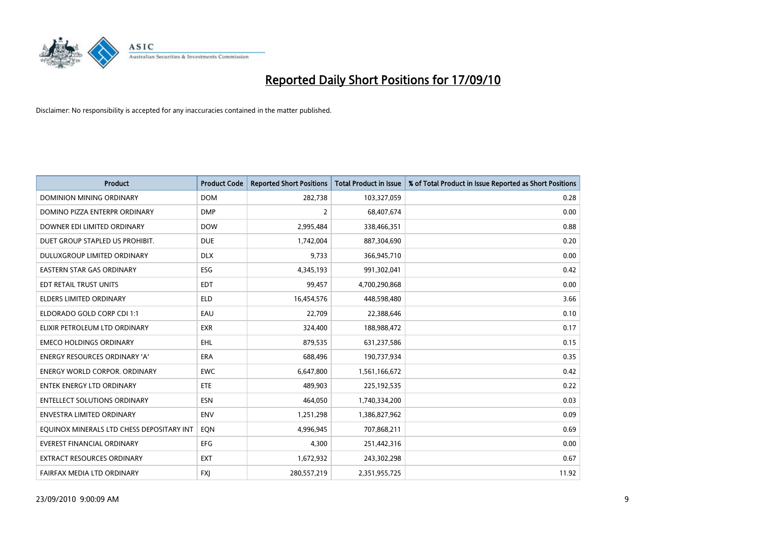# Reported Daily Short Positions for 17/09/10

Disclaimer: No responsibility is accepted for any inaccuracies contained in the matter published.

| Product | Product Code | Reported Short Positions | Total Product in Issue | % of Total Product in Issue Reported as Short Positions |
|---|---|---|---|---|
| DOMINION MINING ORDINARY | DOM | 282,738 | 103,327,059 | 0.28 |
| DOMINO PIZZA ENTERPR ORDINARY | DMP | 2 | 68,407,674 | 0.00 |
| DOWNER EDI LIMITED ORDINARY | DOW | 2,995,484 | 338,466,351 | 0.88 |
| DUET GROUP STAPLED US PROHIBIT. | DUE | 1,742,004 | 887,304,690 | 0.20 |
| DULUXGROUP LIMITED ORDINARY | DLX | 9,733 | 366,945,710 | 0.00 |
| EASTERN STAR GAS ORDINARY | ESG | 4,345,193 | 991,302,041 | 0.42 |
| EDT RETAIL TRUST UNITS | EDT | 99,457 | 4,700,290,868 | 0.00 |
| ELDERS LIMITED ORDINARY | ELD | 16,454,576 | 448,598,480 | 3.66 |
| ELDORADO GOLD CORP CDI 1:1 | EAU | 22,709 | 22,388,646 | 0.10 |
| ELIXIR PETROLEUM LTD ORDINARY | EXR | 324,400 | 188,988,472 | 0.17 |
| EMECO HOLDINGS ORDINARY | EHL | 879,535 | 631,237,586 | 0.15 |
| ENERGY RESOURCES ORDINARY 'A' | ERA | 688,496 | 190,737,934 | 0.35 |
| ENERGY WORLD CORPOR. ORDINARY | EWC | 6,647,800 | 1,561,166,672 | 0.42 |
| ENTEK ENERGY LTD ORDINARY | ETE | 489,903 | 225,192,535 | 0.22 |
| ENTELLECT SOLUTIONS ORDINARY | ESN | 464,050 | 1,740,334,200 | 0.03 |
| ENVESTRA LIMITED ORDINARY | ENV | 1,251,298 | 1,386,827,962 | 0.09 |
| EQUINOX MINERALS LTD CHESS DEPOSITARY INT | EQN | 4,996,945 | 707,868,211 | 0.69 |
| EVEREST FINANCIAL ORDINARY | EFG | 4,300 | 251,442,316 | 0.00 |
| EXTRACT RESOURCES ORDINARY | EXT | 1,672,932 | 243,302,298 | 0.67 |
| FAIRFAX MEDIA LTD ORDINARY | FXJ | 280,557,219 | 2,351,955,725 | 11.92 |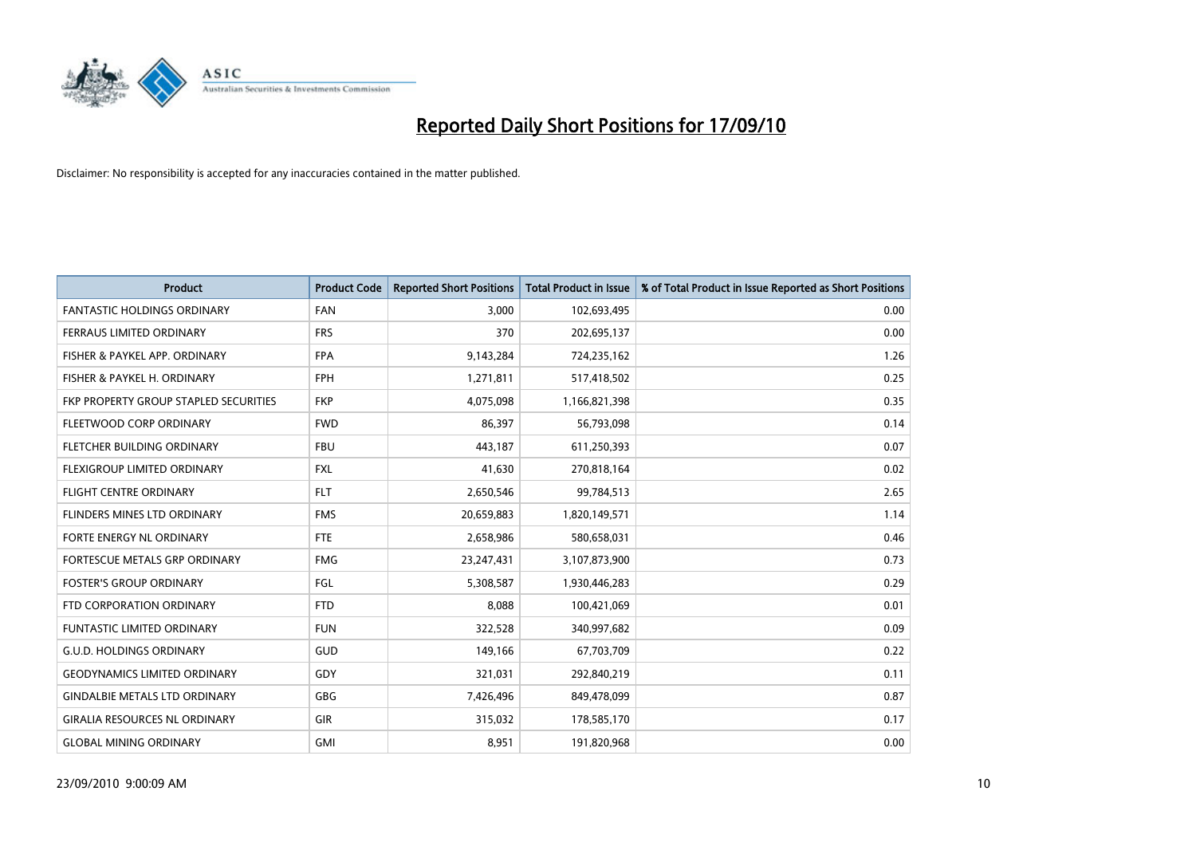# Reported Daily Short Positions for 17/09/10

Disclaimer: No responsibility is accepted for any inaccuracies contained in the matter published.

| Product | Product Code | Reported Short Positions | Total Product in Issue | % of Total Product in Issue Reported as Short Positions |
|---|---|---|---|---|
| FANTASTIC HOLDINGS ORDINARY | FAN | 3,000 | 102,693,495 | 0.00 |
| FERRAUS LIMITED ORDINARY | FRS | 370 | 202,695,137 | 0.00 |
| FISHER & PAYKEL APP. ORDINARY | FPA | 9,143,284 | 724,235,162 | 1.26 |
| FISHER & PAYKEL H. ORDINARY | FPH | 1,271,811 | 517,418,502 | 0.25 |
| FKP PROPERTY GROUP STAPLED SECURITIES | FKP | 4,075,098 | 1,166,821,398 | 0.35 |
| FLEETWOOD CORP ORDINARY | FWD | 86,397 | 56,793,098 | 0.14 |
| FLETCHER BUILDING ORDINARY | FBU | 443,187 | 611,250,393 | 0.07 |
| FLEXIGROUP LIMITED ORDINARY | FXL | 41,630 | 270,818,164 | 0.02 |
| FLIGHT CENTRE ORDINARY | FLT | 2,650,546 | 99,784,513 | 2.65 |
| FLINDERS MINES LTD ORDINARY | FMS | 20,659,883 | 1,820,149,571 | 1.14 |
| FORTE ENERGY NL ORDINARY | FTE | 2,658,986 | 580,658,031 | 0.46 |
| FORTESCUE METALS GRP ORDINARY | FMG | 23,247,431 | 3,107,873,900 | 0.73 |
| FOSTER'S GROUP ORDINARY | FGL | 5,308,587 | 1,930,446,283 | 0.29 |
| FTD CORPORATION ORDINARY | FTD | 8,088 | 100,421,069 | 0.01 |
| FUNTASTIC LIMITED ORDINARY | FUN | 322,528 | 340,997,682 | 0.09 |
| G.U.D. HOLDINGS ORDINARY | GUD | 149,166 | 67,703,709 | 0.22 |
| GEODYNAMICS LIMITED ORDINARY | GDY | 321,031 | 292,840,219 | 0.11 |
| GINDALBIE METALS LTD ORDINARY | GBG | 7,426,496 | 849,478,099 | 0.87 |
| GIRALIA RESOURCES NL ORDINARY | GIR | 315,032 | 178,585,170 | 0.17 |
| GLOBAL MINING ORDINARY | GMI | 8,951 | 191,820,968 | 0.00 |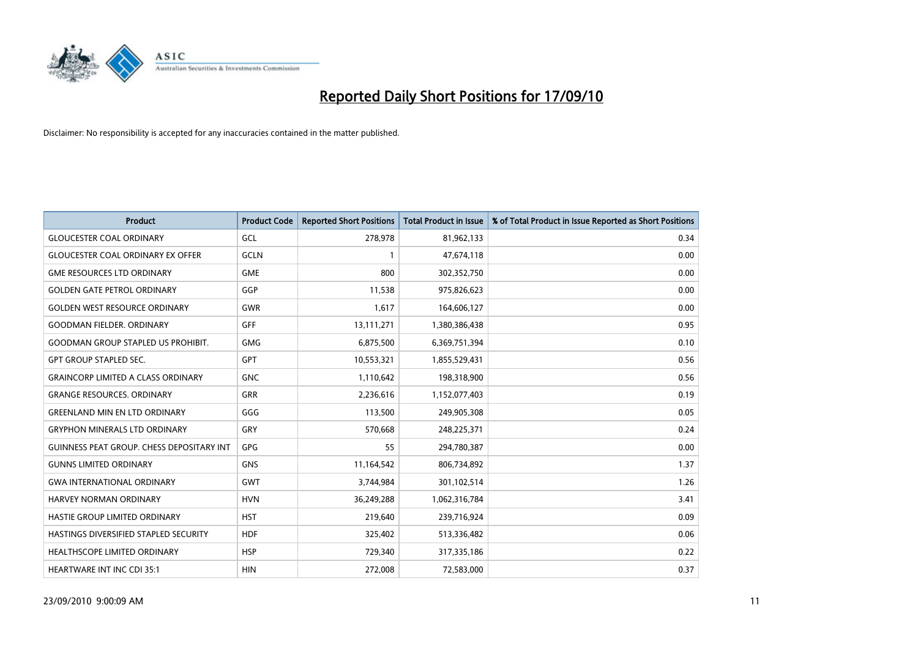# Reported Daily Short Positions for 17/09/10

Disclaimer: No responsibility is accepted for any inaccuracies contained in the matter published.

| Product | Product Code | Reported Short Positions | Total Product in Issue | % of Total Product in Issue Reported as Short Positions |
|---|---|---|---|---|
| GLOUCESTER COAL ORDINARY | GCL | 278,978 | 81,962,133 | 0.34 |
| GLOUCESTER COAL ORDINARY EX OFFER | GCLN | 1 | 47,674,118 | 0.00 |
| GME RESOURCES LTD ORDINARY | GME | 800 | 302,352,750 | 0.00 |
| GOLDEN GATE PETROL ORDINARY | GGP | 11,538 | 975,826,623 | 0.00 |
| GOLDEN WEST RESOURCE ORDINARY | GWR | 1,617 | 164,606,127 | 0.00 |
| GOODMAN FIELDER. ORDINARY | GFF | 13,111,271 | 1,380,386,438 | 0.95 |
| GOODMAN GROUP STAPLED US PROHIBIT. | GMG | 6,875,500 | 6,369,751,394 | 0.10 |
| GPT GROUP STAPLED SEC. | GPT | 10,553,321 | 1,855,529,431 | 0.56 |
| GRAINCORP LIMITED A CLASS ORDINARY | GNC | 1,110,642 | 198,318,900 | 0.56 |
| GRANGE RESOURCES. ORDINARY | GRR | 2,236,616 | 1,152,077,403 | 0.19 |
| GREENLAND MIN EN LTD ORDINARY | GGG | 113,500 | 249,905,308 | 0.05 |
| GRYPHON MINERALS LTD ORDINARY | GRY | 570,668 | 248,225,371 | 0.24 |
| GUINNESS PEAT GROUP. CHESS DEPOSITARY INT | GPG | 55 | 294,780,387 | 0.00 |
| GUNNS LIMITED ORDINARY | GNS | 11,164,542 | 806,734,892 | 1.37 |
| GWA INTERNATIONAL ORDINARY | GWT | 3,744,984 | 301,102,514 | 1.26 |
| HARVEY NORMAN ORDINARY | HVN | 36,249,288 | 1,062,316,784 | 3.41 |
| HASTIE GROUP LIMITED ORDINARY | HST | 219,640 | 239,716,924 | 0.09 |
| HASTINGS DIVERSIFIED STAPLED SECURITY | HDF | 325,402 | 513,336,482 | 0.06 |
| HEALTHSCOPE LIMITED ORDINARY | HSP | 729,340 | 317,335,186 | 0.22 |
| HEARTWARE INT INC CDI 35:1 | HIN | 272,008 | 72,583,000 | 0.37 |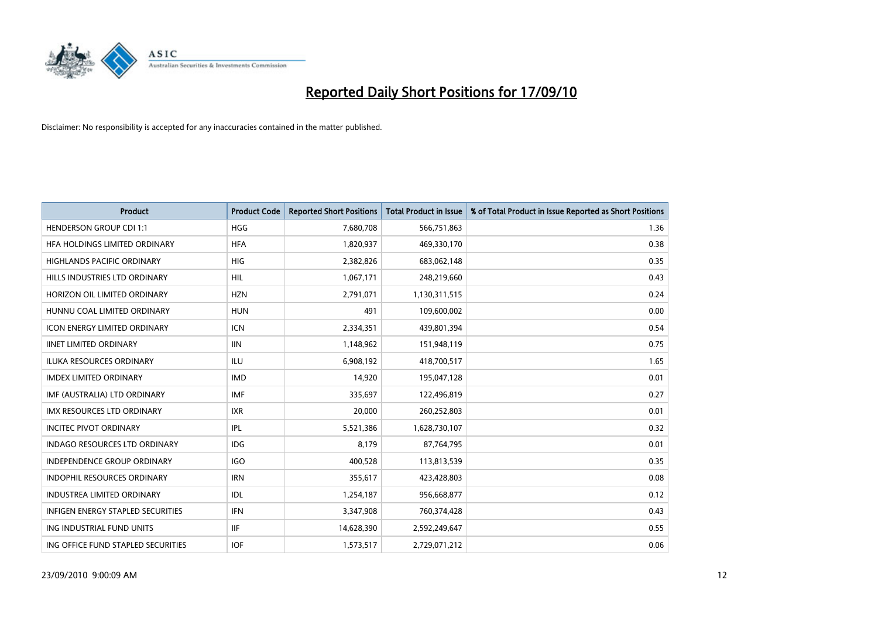# Reported Daily Short Positions for 17/09/10

Disclaimer: No responsibility is accepted for any inaccuracies contained in the matter published.

| Product | Product Code | Reported Short Positions | Total Product in Issue | % of Total Product in Issue Reported as Short Positions |
|---|---|---|---|---|
| HENDERSON GROUP CDI 1:1 | HGG | 7,680,708 | 566,751,863 | 1.36 |
| HFA HOLDINGS LIMITED ORDINARY | HFA | 1,820,937 | 469,330,170 | 0.38 |
| HIGHLANDS PACIFIC ORDINARY | HIG | 2,382,826 | 683,062,148 | 0.35 |
| HILLS INDUSTRIES LTD ORDINARY | HIL | 1,067,171 | 248,219,660 | 0.43 |
| HORIZON OIL LIMITED ORDINARY | HZN | 2,791,071 | 1,130,311,515 | 0.24 |
| HUNNU COAL LIMITED ORDINARY | HUN | 491 | 109,600,002 | 0.00 |
| ICON ENERGY LIMITED ORDINARY | ICN | 2,334,351 | 439,801,394 | 0.54 |
| IINET LIMITED ORDINARY | IIN | 1,148,962 | 151,948,119 | 0.75 |
| ILUKA RESOURCES ORDINARY | ILU | 6,908,192 | 418,700,517 | 1.65 |
| IMDEX LIMITED ORDINARY | IMD | 14,920 | 195,047,128 | 0.01 |
| IMF (AUSTRALIA) LTD ORDINARY | IMF | 335,697 | 122,496,819 | 0.27 |
| IMX RESOURCES LTD ORDINARY | IXR | 20,000 | 260,252,803 | 0.01 |
| INCITEC PIVOT ORDINARY | IPL | 5,521,386 | 1,628,730,107 | 0.32 |
| INDAGO RESOURCES LTD ORDINARY | IDG | 8,179 | 87,764,795 | 0.01 |
| INDEPENDENCE GROUP ORDINARY | IGO | 400,528 | 113,813,539 | 0.35 |
| INDOPHIL RESOURCES ORDINARY | IRN | 355,617 | 423,428,803 | 0.08 |
| INDUSTREA LIMITED ORDINARY | IDL | 1,254,187 | 956,668,877 | 0.12 |
| INFIGEN ENERGY STAPLED SECURITIES | IFN | 3,347,908 | 760,374,428 | 0.43 |
| ING INDUSTRIAL FUND UNITS | IIF | 14,628,390 | 2,592,249,647 | 0.55 |
| ING OFFICE FUND STAPLED SECURITIES | IOF | 1,573,517 | 2,729,071,212 | 0.06 |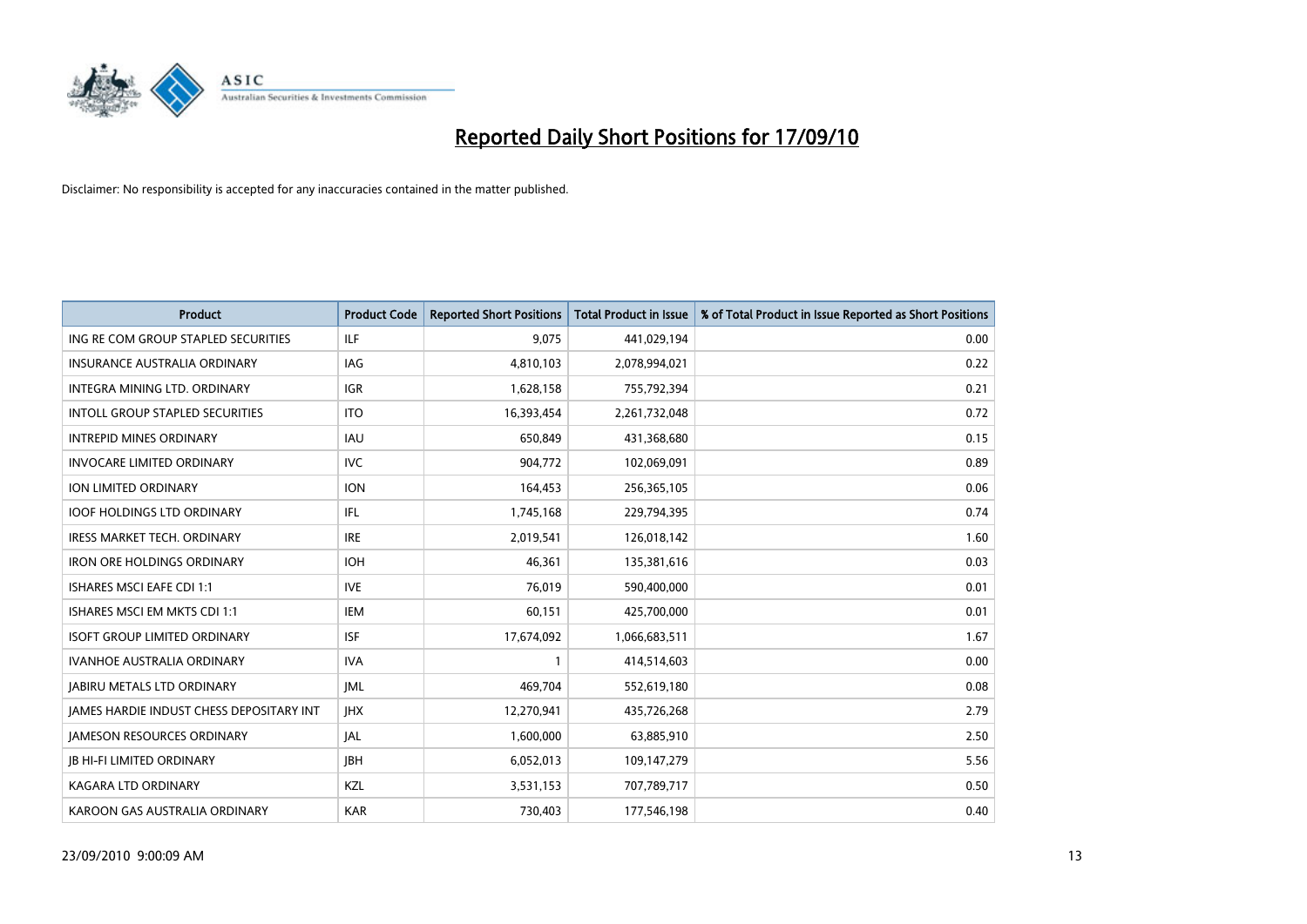# Reported Daily Short Positions for 17/09/10

Disclaimer: No responsibility is accepted for any inaccuracies contained in the matter published.

| Product | Product Code | Reported Short Positions | Total Product in Issue | % of Total Product in Issue Reported as Short Positions |
|---|---|---|---|---|
| ING RE COM GROUP STAPLED SECURITIES | ILF | 9,075 | 441,029,194 | 0.00 |
| INSURANCE AUSTRALIA ORDINARY | IAG | 4,810,103 | 2,078,994,021 | 0.22 |
| INTEGRA MINING LTD. ORDINARY | IGR | 1,628,158 | 755,792,394 | 0.21 |
| INTOLL GROUP STAPLED SECURITIES | ITO | 16,393,454 | 2,261,732,048 | 0.72 |
| INTREPID MINES ORDINARY | IAU | 650,849 | 431,368,680 | 0.15 |
| INVOCARE LIMITED ORDINARY | IVC | 904,772 | 102,069,091 | 0.89 |
| ION LIMITED ORDINARY | ION | 164,453 | 256,365,105 | 0.06 |
| IOOF HOLDINGS LTD ORDINARY | IFL | 1,745,168 | 229,794,395 | 0.74 |
| IRESS MARKET TECH. ORDINARY | IRE | 2,019,541 | 126,018,142 | 1.60 |
| IRON ORE HOLDINGS ORDINARY | IOH | 46,361 | 135,381,616 | 0.03 |
| ISHARES MSCI EAFE CDI 1:1 | IVE | 76,019 | 590,400,000 | 0.01 |
| ISHARES MSCI EM MKTS CDI 1:1 | IEM | 60,151 | 425,700,000 | 0.01 |
| ISOFT GROUP LIMITED ORDINARY | ISF | 17,674,092 | 1,066,683,511 | 1.67 |
| IVANHOE AUSTRALIA ORDINARY | IVA | 1 | 414,514,603 | 0.00 |
| JABIRU METALS LTD ORDINARY | JML | 469,704 | 552,619,180 | 0.08 |
| JAMES HARDIE INDUST CHESS DEPOSITARY INT | JHX | 12,270,941 | 435,726,268 | 2.79 |
| JAMESON RESOURCES ORDINARY | JAL | 1,600,000 | 63,885,910 | 2.50 |
| JB HI-FI LIMITED ORDINARY | JBH | 6,052,013 | 109,147,279 | 5.56 |
| KAGARA LTD ORDINARY | KZL | 3,531,153 | 707,789,717 | 0.50 |
| KAROON GAS AUSTRALIA ORDINARY | KAR | 730,403 | 177,546,198 | 0.40 |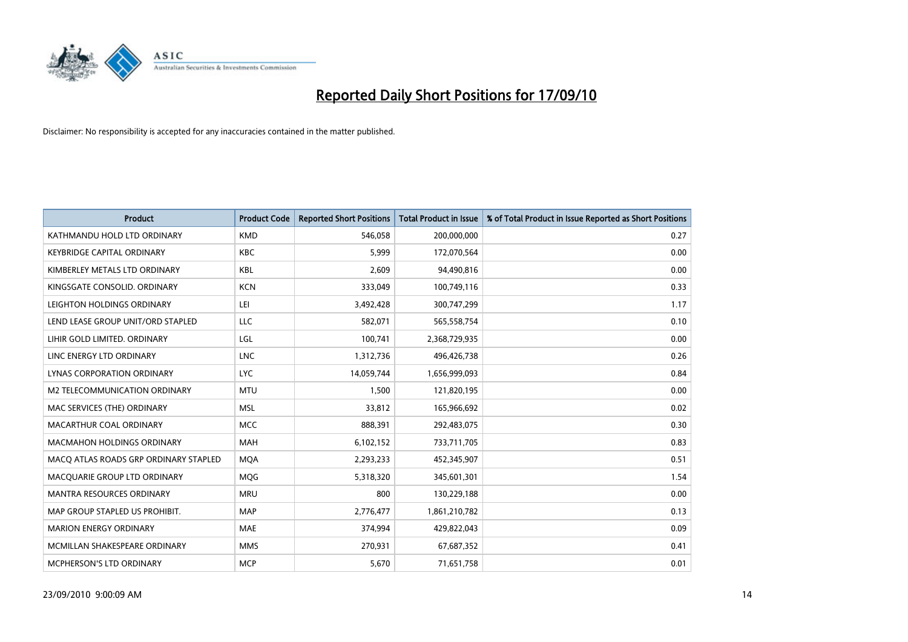# Reported Daily Short Positions for 17/09/10

Disclaimer: No responsibility is accepted for any inaccuracies contained in the matter published.

| Product | Product Code | Reported Short Positions | Total Product in Issue | % of Total Product in Issue Reported as Short Positions |
|---|---|---|---|---|
| KATHMANDU HOLD LTD ORDINARY | KMD | 546,058 | 200,000,000 | 0.27 |
| KEYBRIDGE CAPITAL ORDINARY | KBC | 5,999 | 172,070,564 | 0.00 |
| KIMBERLEY METALS LTD ORDINARY | KBL | 2,609 | 94,490,816 | 0.00 |
| KINGSGATE CONSOLID. ORDINARY | KCN | 333,049 | 100,749,116 | 0.33 |
| LEIGHTON HOLDINGS ORDINARY | LEI | 3,492,428 | 300,747,299 | 1.17 |
| LEND LEASE GROUP UNIT/ORD STAPLED | LLC | 582,071 | 565,558,754 | 0.10 |
| LIHIR GOLD LIMITED. ORDINARY | LGL | 100,741 | 2,368,729,935 | 0.00 |
| LINC ENERGY LTD ORDINARY | LNC | 1,312,736 | 496,426,738 | 0.26 |
| LYNAS CORPORATION ORDINARY | LYC | 14,059,744 | 1,656,999,093 | 0.84 |
| M2 TELECOMMUNICATION ORDINARY | MTU | 1,500 | 121,820,195 | 0.00 |
| MAC SERVICES (THE) ORDINARY | MSL | 33,812 | 165,966,692 | 0.02 |
| MACARTHUR COAL ORDINARY | MCC | 888,391 | 292,483,075 | 0.30 |
| MACMAHON HOLDINGS ORDINARY | MAH | 6,102,152 | 733,711,705 | 0.83 |
| MACQ ATLAS ROADS GRP ORDINARY STAPLED | MQA | 2,293,233 | 452,345,907 | 0.51 |
| MACQUARIE GROUP LTD ORDINARY | MQG | 5,318,320 | 345,601,301 | 1.54 |
| MANTRA RESOURCES ORDINARY | MRU | 800 | 130,229,188 | 0.00 |
| MAP GROUP STAPLED US PROHIBIT. | MAP | 2,776,477 | 1,861,210,782 | 0.13 |
| MARION ENERGY ORDINARY | MAE | 374,994 | 429,822,043 | 0.09 |
| MCMILLAN SHAKESPEARE ORDINARY | MMS | 270,931 | 67,687,352 | 0.41 |
| MCPHERSON'S LTD ORDINARY | MCP | 5,670 | 71,651,758 | 0.01 |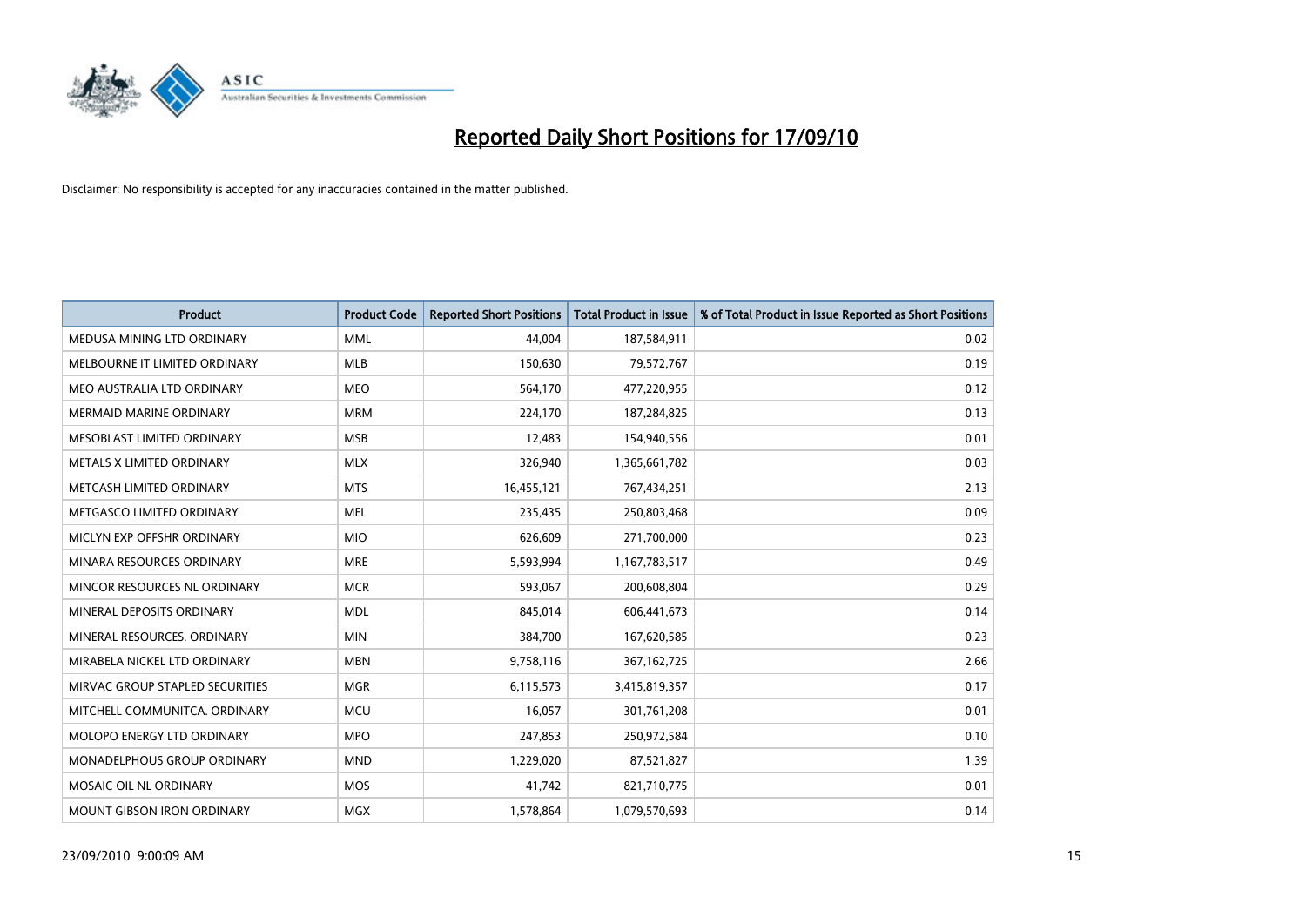# Reported Daily Short Positions for 17/09/10

Disclaimer: No responsibility is accepted for any inaccuracies contained in the matter published.

| Product | Product Code | Reported Short Positions | Total Product in Issue | % of Total Product in Issue Reported as Short Positions |
|---|---|---|---|---|
| MEDUSA MINING LTD ORDINARY | MML | 44,004 | 187,584,911 | 0.02 |
| MELBOURNE IT LIMITED ORDINARY | MLB | 150,630 | 79,572,767 | 0.19 |
| MEO AUSTRALIA LTD ORDINARY | MEO | 564,170 | 477,220,955 | 0.12 |
| MERMAID MARINE ORDINARY | MRM | 224,170 | 187,284,825 | 0.13 |
| MESOBLAST LIMITED ORDINARY | MSB | 12,483 | 154,940,556 | 0.01 |
| METALS X LIMITED ORDINARY | MLX | 326,940 | 1,365,661,782 | 0.03 |
| METCASH LIMITED ORDINARY | MTS | 16,455,121 | 767,434,251 | 2.13 |
| METGASCO LIMITED ORDINARY | MEL | 235,435 | 250,803,468 | 0.09 |
| MICLYN EXP OFFSHR ORDINARY | MIO | 626,609 | 271,700,000 | 0.23 |
| MINARA RESOURCES ORDINARY | MRE | 5,593,994 | 1,167,783,517 | 0.49 |
| MINCOR RESOURCES NL ORDINARY | MCR | 593,067 | 200,608,804 | 0.29 |
| MINERAL DEPOSITS ORDINARY | MDL | 845,014 | 606,441,673 | 0.14 |
| MINERAL RESOURCES. ORDINARY | MIN | 384,700 | 167,620,585 | 0.23 |
| MIRABELA NICKEL LTD ORDINARY | MBN | 9,758,116 | 367,162,725 | 2.66 |
| MIRVAC GROUP STAPLED SECURITIES | MGR | 6,115,573 | 3,415,819,357 | 0.17 |
| MITCHELL COMMUNITCA. ORDINARY | MCU | 16,057 | 301,761,208 | 0.01 |
| MOLOPO ENERGY LTD ORDINARY | MPO | 247,853 | 250,972,584 | 0.10 |
| MONADELPHOUS GROUP ORDINARY | MND | 1,229,020 | 87,521,827 | 1.39 |
| MOSAIC OIL NL ORDINARY | MOS | 41,742 | 821,710,775 | 0.01 |
| MOUNT GIBSON IRON ORDINARY | MGX | 1,578,864 | 1,079,570,693 | 0.14 |

23/09/2010 9:00:09 AM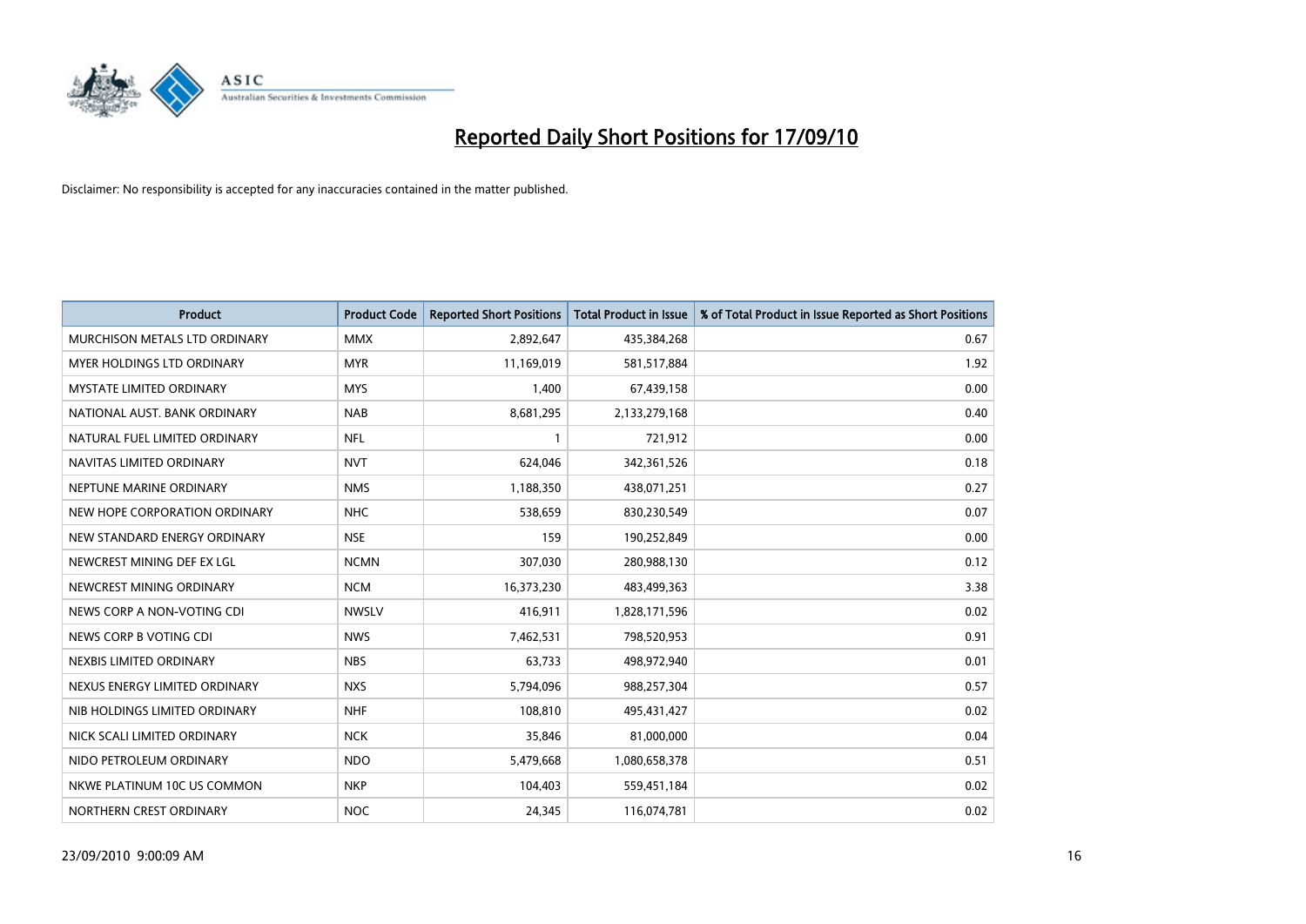# Reported Daily Short Positions for 17/09/10

Disclaimer: No responsibility is accepted for any inaccuracies contained in the matter published.

| Product | Product Code | Reported Short Positions | Total Product in Issue | % of Total Product in Issue Reported as Short Positions |
|---|---|---|---|---|
| MURCHISON METALS LTD ORDINARY | MMX | 2,892,647 | 435,384,268 | 0.67 |
| MYER HOLDINGS LTD ORDINARY | MYR | 11,169,019 | 581,517,884 | 1.92 |
| MYSTATE LIMITED ORDINARY | MYS | 1,400 | 67,439,158 | 0.00 |
| NATIONAL AUST. BANK ORDINARY | NAB | 8,681,295 | 2,133,279,168 | 0.40 |
| NATURAL FUEL LIMITED ORDINARY | NFL | 1 | 721,912 | 0.00 |
| NAVITAS LIMITED ORDINARY | NVT | 624,046 | 342,361,526 | 0.18 |
| NEPTUNE MARINE ORDINARY | NMS | 1,188,350 | 438,071,251 | 0.27 |
| NEW HOPE CORPORATION ORDINARY | NHC | 538,659 | 830,230,549 | 0.07 |
| NEW STANDARD ENERGY ORDINARY | NSE | 159 | 190,252,849 | 0.00 |
| NEWCREST MINING DEF EX LGL | NCMN | 307,030 | 280,988,130 | 0.12 |
| NEWCREST MINING ORDINARY | NCM | 16,373,230 | 483,499,363 | 3.38 |
| NEWS CORP A NON-VOTING CDI | NWSLV | 416,911 | 1,828,171,596 | 0.02 |
| NEWS CORP B VOTING CDI | NWS | 7,462,531 | 798,520,953 | 0.91 |
| NEXBIS LIMITED ORDINARY | NBS | 63,733 | 498,972,940 | 0.01 |
| NEXUS ENERGY LIMITED ORDINARY | NXS | 5,794,096 | 988,257,304 | 0.57 |
| NIB HOLDINGS LIMITED ORDINARY | NHF | 108,810 | 495,431,427 | 0.02 |
| NICK SCALI LIMITED ORDINARY | NCK | 35,846 | 81,000,000 | 0.04 |
| NIDO PETROLEUM ORDINARY | NDO | 5,479,668 | 1,080,658,378 | 0.51 |
| NKWE PLATINUM 10C US COMMON | NKP | 104,403 | 559,451,184 | 0.02 |
| NORTHERN CREST ORDINARY | NOC | 24,345 | 116,074,781 | 0.02 |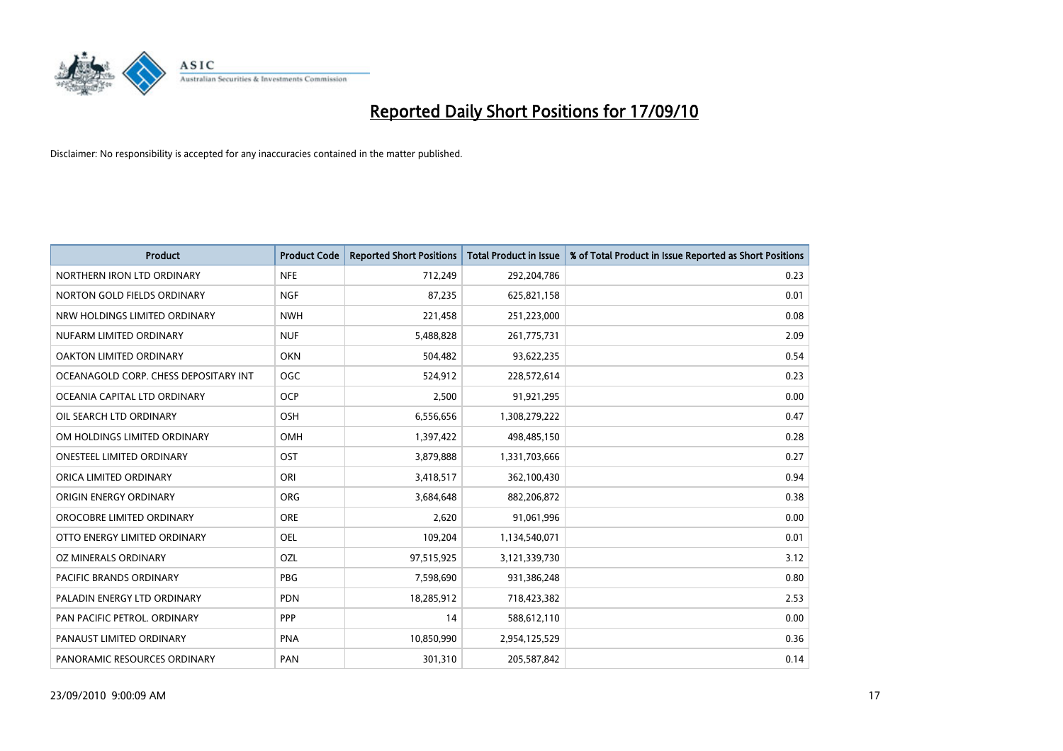# Reported Daily Short Positions for 17/09/10

Disclaimer: No responsibility is accepted for any inaccuracies contained in the matter published.

| Product | Product Code | Reported Short Positions | Total Product in Issue | % of Total Product in Issue Reported as Short Positions |
|---|---|---|---|---|
| NORTHERN IRON LTD ORDINARY | NFE | 712,249 | 292,204,786 | 0.23 |
| NORTON GOLD FIELDS ORDINARY | NGF | 87,235 | 625,821,158 | 0.01 |
| NRW HOLDINGS LIMITED ORDINARY | NWH | 221,458 | 251,223,000 | 0.08 |
| NUFARM LIMITED ORDINARY | NUF | 5,488,828 | 261,775,731 | 2.09 |
| OAKTON LIMITED ORDINARY | OKN | 504,482 | 93,622,235 | 0.54 |
| OCEANAGOLD CORP. CHESS DEPOSITARY INT | OGC | 524,912 | 228,572,614 | 0.23 |
| OCEANIA CAPITAL LTD ORDINARY | OCP | 2,500 | 91,921,295 | 0.00 |
| OIL SEARCH LTD ORDINARY | OSH | 6,556,656 | 1,308,279,222 | 0.47 |
| OM HOLDINGS LIMITED ORDINARY | OMH | 1,397,422 | 498,485,150 | 0.28 |
| ONESTEEL LIMITED ORDINARY | OST | 3,879,888 | 1,331,703,666 | 0.27 |
| ORICA LIMITED ORDINARY | ORI | 3,418,517 | 362,100,430 | 0.94 |
| ORIGIN ENERGY ORDINARY | ORG | 3,684,648 | 882,206,872 | 0.38 |
| OROCOBRE LIMITED ORDINARY | ORE | 2,620 | 91,061,996 | 0.00 |
| OTTO ENERGY LIMITED ORDINARY | OEL | 109,204 | 1,134,540,071 | 0.01 |
| OZ MINERALS ORDINARY | OZL | 97,515,925 | 3,121,339,730 | 3.12 |
| PACIFIC BRANDS ORDINARY | PBG | 7,598,690 | 931,386,248 | 0.80 |
| PALADIN ENERGY LTD ORDINARY | PDN | 18,285,912 | 718,423,382 | 2.53 |
| PAN PACIFIC PETROL. ORDINARY | PPP | 14 | 588,612,110 | 0.00 |
| PANAUST LIMITED ORDINARY | PNA | 10,850,990 | 2,954,125,529 | 0.36 |
| PANORAMIC RESOURCES ORDINARY | PAN | 301,310 | 205,587,842 | 0.14 |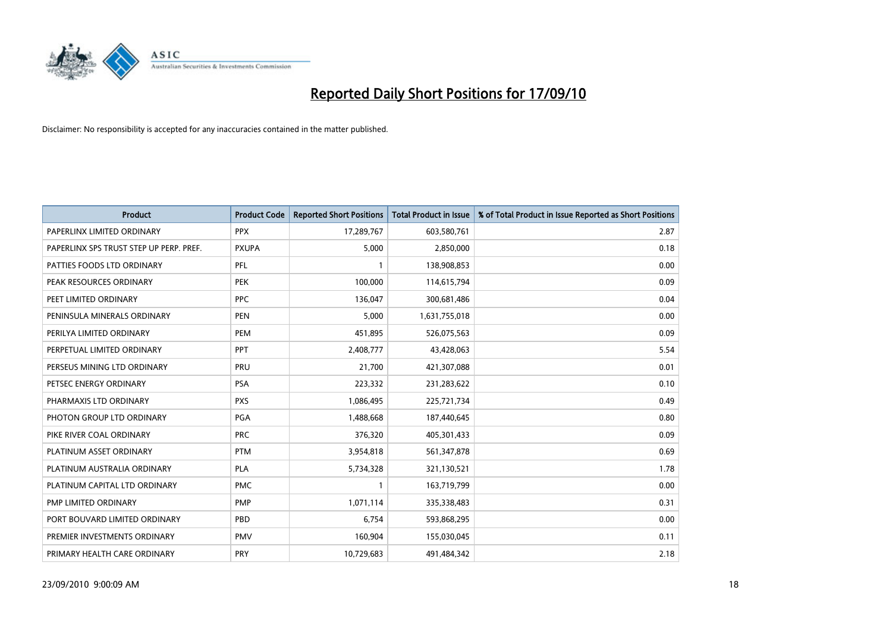# Reported Daily Short Positions for 17/09/10

Disclaimer: No responsibility is accepted for any inaccuracies contained in the matter published.

| Product | Product Code | Reported Short Positions | Total Product in Issue | % of Total Product in Issue Reported as Short Positions |
|---|---|---|---|---|
| PAPERLINX LIMITED ORDINARY | PPX | 17,289,767 | 603,580,761 | 2.87 |
| PAPERLINX SPS TRUST STEP UP PERP. PREF. | PXUPA | 5,000 | 2,850,000 | 0.18 |
| PATTIES FOODS LTD ORDINARY | PFL | 1 | 138,908,853 | 0.00 |
| PEAK RESOURCES ORDINARY | PEK | 100,000 | 114,615,794 | 0.09 |
| PEET LIMITED ORDINARY | PPC | 136,047 | 300,681,486 | 0.04 |
| PENINSULA MINERALS ORDINARY | PEN | 5,000 | 1,631,755,018 | 0.00 |
| PERILYA LIMITED ORDINARY | PEM | 451,895 | 526,075,563 | 0.09 |
| PERPETUAL LIMITED ORDINARY | PPT | 2,408,777 | 43,428,063 | 5.54 |
| PERSEUS MINING LTD ORDINARY | PRU | 21,700 | 421,307,088 | 0.01 |
| PETSEC ENERGY ORDINARY | PSA | 223,332 | 231,283,622 | 0.10 |
| PHARMAXIS LTD ORDINARY | PXS | 1,086,495 | 225,721,734 | 0.49 |
| PHOTON GROUP LTD ORDINARY | PGA | 1,488,668 | 187,440,645 | 0.80 |
| PIKE RIVER COAL ORDINARY | PRC | 376,320 | 405,301,433 | 0.09 |
| PLATINUM ASSET ORDINARY | PTM | 3,954,818 | 561,347,878 | 0.69 |
| PLATINUM AUSTRALIA ORDINARY | PLA | 5,734,328 | 321,130,521 | 1.78 |
| PLATINUM CAPITAL LTD ORDINARY | PMC | 1 | 163,719,799 | 0.00 |
| PMP LIMITED ORDINARY | PMP | 1,071,114 | 335,338,483 | 0.31 |
| PORT BOUVARD LIMITED ORDINARY | PBD | 6,754 | 593,868,295 | 0.00 |
| PREMIER INVESTMENTS ORDINARY | PMV | 160,904 | 155,030,045 | 0.11 |
| PRIMARY HEALTH CARE ORDINARY | PRY | 10,729,683 | 491,484,342 | 2.18 |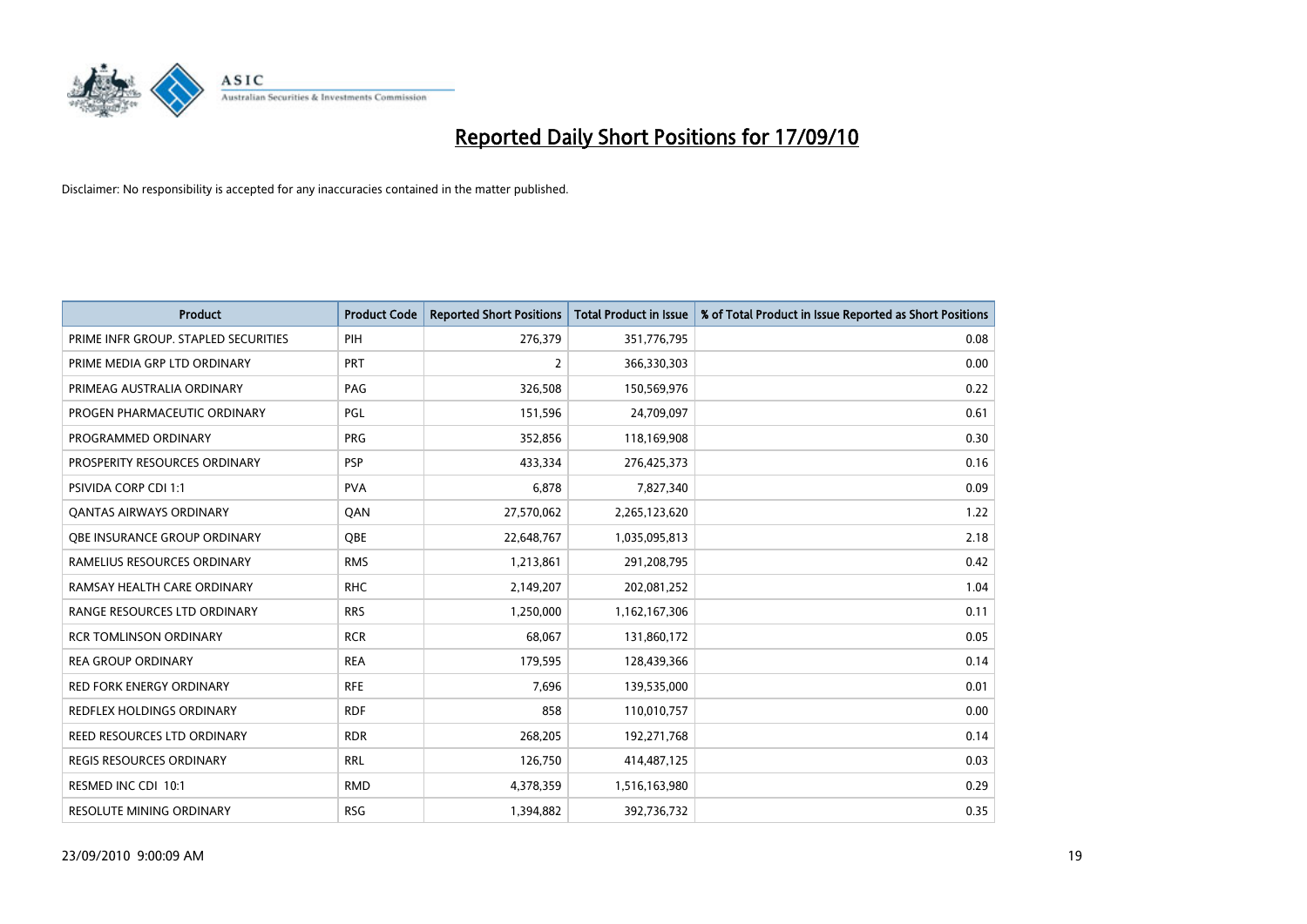# Reported Daily Short Positions for 17/09/10

Disclaimer: No responsibility is accepted for any inaccuracies contained in the matter published.

| Product | Product Code | Reported Short Positions | Total Product in Issue | % of Total Product in Issue Reported as Short Positions |
|---|---|---|---|---|
| PRIME INFR GROUP. STAPLED SECURITIES | PIH | 276,379 | 351,776,795 | 0.08 |
| PRIME MEDIA GRP LTD ORDINARY | PRT | 2 | 366,330,303 | 0.00 |
| PRIMEAG AUSTRALIA ORDINARY | PAG | 326,508 | 150,569,976 | 0.22 |
| PROGEN PHARMACEUTIC ORDINARY | PGL | 151,596 | 24,709,097 | 0.61 |
| PROGRAMMED ORDINARY | PRG | 352,856 | 118,169,908 | 0.30 |
| PROSPERITY RESOURCES ORDINARY | PSP | 433,334 | 276,425,373 | 0.16 |
| PSIVIDA CORP CDI 1:1 | PVA | 6,878 | 7,827,340 | 0.09 |
| QANTAS AIRWAYS ORDINARY | QAN | 27,570,062 | 2,265,123,620 | 1.22 |
| QBE INSURANCE GROUP ORDINARY | QBE | 22,648,767 | 1,035,095,813 | 2.18 |
| RAMELIUS RESOURCES ORDINARY | RMS | 1,213,861 | 291,208,795 | 0.42 |
| RAMSAY HEALTH CARE ORDINARY | RHC | 2,149,207 | 202,081,252 | 1.04 |
| RANGE RESOURCES LTD ORDINARY | RRS | 1,250,000 | 1,162,167,306 | 0.11 |
| RCR TOMLINSON ORDINARY | RCR | 68,067 | 131,860,172 | 0.05 |
| REA GROUP ORDINARY | REA | 179,595 | 128,439,366 | 0.14 |
| RED FORK ENERGY ORDINARY | RFE | 7,696 | 139,535,000 | 0.01 |
| REDFLEX HOLDINGS ORDINARY | RDF | 858 | 110,010,757 | 0.00 |
| REED RESOURCES LTD ORDINARY | RDR | 268,205 | 192,271,768 | 0.14 |
| REGIS RESOURCES ORDINARY | RRL | 126,750 | 414,487,125 | 0.03 |
| RESMED INC CDI 10:1 | RMD | 4,378,359 | 1,516,163,980 | 0.29 |
| RESOLUTE MINING ORDINARY | RSG | 1,394,882 | 392,736,732 | 0.35 |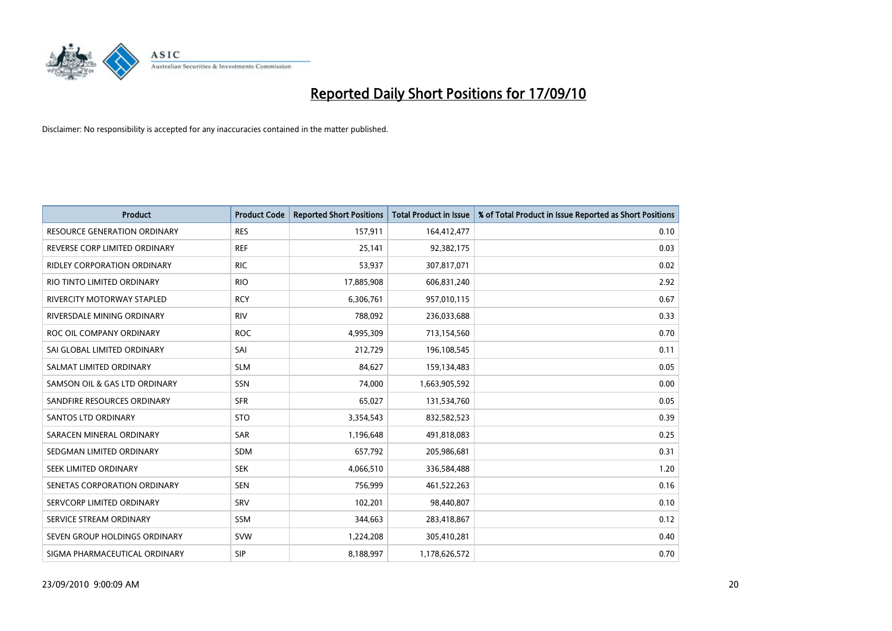# Reported Daily Short Positions for 17/09/10

Disclaimer: No responsibility is accepted for any inaccuracies contained in the matter published.

| Product | Product Code | Reported Short Positions | Total Product in Issue | % of Total Product in Issue Reported as Short Positions |
|---|---|---|---|---|
| RESOURCE GENERATION ORDINARY | RES | 157,911 | 164,412,477 | 0.10 |
| REVERSE CORP LIMITED ORDINARY | REF | 25,141 | 92,382,175 | 0.03 |
| RIDLEY CORPORATION ORDINARY | RIC | 53,937 | 307,817,071 | 0.02 |
| RIO TINTO LIMITED ORDINARY | RIO | 17,885,908 | 606,831,240 | 2.92 |
| RIVERCITY MOTORWAY STAPLED | RCY | 6,306,761 | 957,010,115 | 0.67 |
| RIVERSDALE MINING ORDINARY | RIV | 788,092 | 236,033,688 | 0.33 |
| ROC OIL COMPANY ORDINARY | ROC | 4,995,309 | 713,154,560 | 0.70 |
| SAI GLOBAL LIMITED ORDINARY | SAI | 212,729 | 196,108,545 | 0.11 |
| SALMAT LIMITED ORDINARY | SLM | 84,627 | 159,134,483 | 0.05 |
| SAMSON OIL & GAS LTD ORDINARY | SSN | 74,000 | 1,663,905,592 | 0.00 |
| SANDFIRE RESOURCES ORDINARY | SFR | 65,027 | 131,534,760 | 0.05 |
| SANTOS LTD ORDINARY | STO | 3,354,543 | 832,582,523 | 0.39 |
| SARACEN MINERAL ORDINARY | SAR | 1,196,648 | 491,818,083 | 0.25 |
| SEDGMAN LIMITED ORDINARY | SDM | 657,792 | 205,986,681 | 0.31 |
| SEEK LIMITED ORDINARY | SEK | 4,066,510 | 336,584,488 | 1.20 |
| SENETAS CORPORATION ORDINARY | SEN | 756,999 | 461,522,263 | 0.16 |
| SERVCORP LIMITED ORDINARY | SRV | 102,201 | 98,440,807 | 0.10 |
| SERVICE STREAM ORDINARY | SSM | 344,663 | 283,418,867 | 0.12 |
| SEVEN GROUP HOLDINGS ORDINARY | SVW | 1,224,208 | 305,410,281 | 0.40 |
| SIGMA PHARMACEUTICAL ORDINARY | SIP | 8,188,997 | 1,178,626,572 | 0.70 |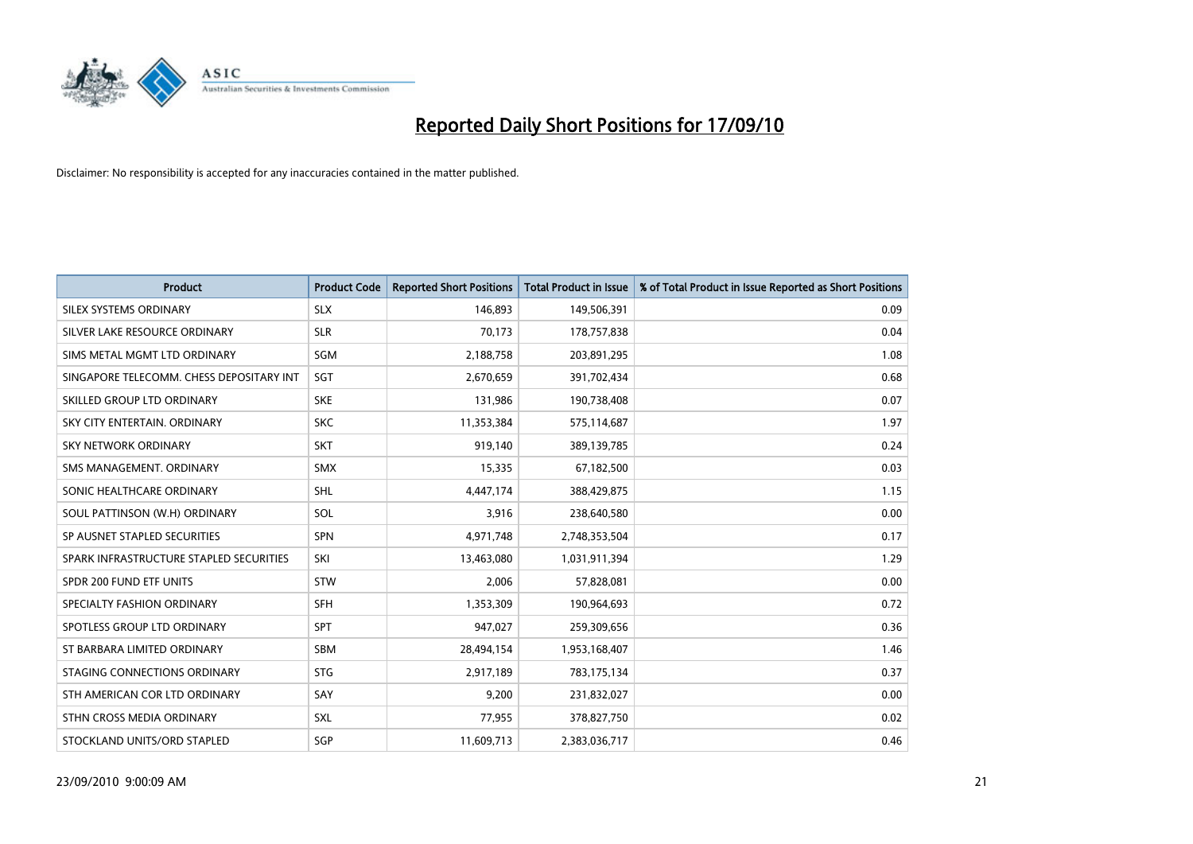# Reported Daily Short Positions for 17/09/10

Disclaimer: No responsibility is accepted for any inaccuracies contained in the matter published.

| Product | Product Code | Reported Short Positions | Total Product in Issue | % of Total Product in Issue Reported as Short Positions |
|---|---|---|---|---|
| SILEX SYSTEMS ORDINARY | SLX | 146,893 | 149,506,391 | 0.09 |
| SILVER LAKE RESOURCE ORDINARY | SLR | 70,173 | 178,757,838 | 0.04 |
| SIMS METAL MGMT LTD ORDINARY | SGM | 2,188,758 | 203,891,295 | 1.08 |
| SINGAPORE TELECOMM. CHESS DEPOSITARY INT | SGT | 2,670,659 | 391,702,434 | 0.68 |
| SKILLED GROUP LTD ORDINARY | SKE | 131,986 | 190,738,408 | 0.07 |
| SKY CITY ENTERTAIN. ORDINARY | SKC | 11,353,384 | 575,114,687 | 1.97 |
| SKY NETWORK ORDINARY | SKT | 919,140 | 389,139,785 | 0.24 |
| SMS MANAGEMENT. ORDINARY | SMX | 15,335 | 67,182,500 | 0.03 |
| SONIC HEALTHCARE ORDINARY | SHL | 4,447,174 | 388,429,875 | 1.15 |
| SOUL PATTINSON (W.H) ORDINARY | SOL | 3,916 | 238,640,580 | 0.00 |
| SP AUSNET STAPLED SECURITIES | SPN | 4,971,748 | 2,748,353,504 | 0.17 |
| SPARK INFRASTRUCTURE STAPLED SECURITIES | SKI | 13,463,080 | 1,031,911,394 | 1.29 |
| SPDR 200 FUND ETF UNITS | STW | 2,006 | 57,828,081 | 0.00 |
| SPECIALTY FASHION ORDINARY | SFH | 1,353,309 | 190,964,693 | 0.72 |
| SPOTLESS GROUP LTD ORDINARY | SPT | 947,027 | 259,309,656 | 0.36 |
| ST BARBARA LIMITED ORDINARY | SBM | 28,494,154 | 1,953,168,407 | 1.46 |
| STAGING CONNECTIONS ORDINARY | STG | 2,917,189 | 783,175,134 | 0.37 |
| STH AMERICAN COR LTD ORDINARY | SAY | 9,200 | 231,832,027 | 0.00 |
| STHN CROSS MEDIA ORDINARY | SXL | 77,955 | 378,827,750 | 0.02 |
| STOCKLAND UNITS/ORD STAPLED | SGP | 11,609,713 | 2,383,036,717 | 0.46 |

23/09/2010 9:00:09 AM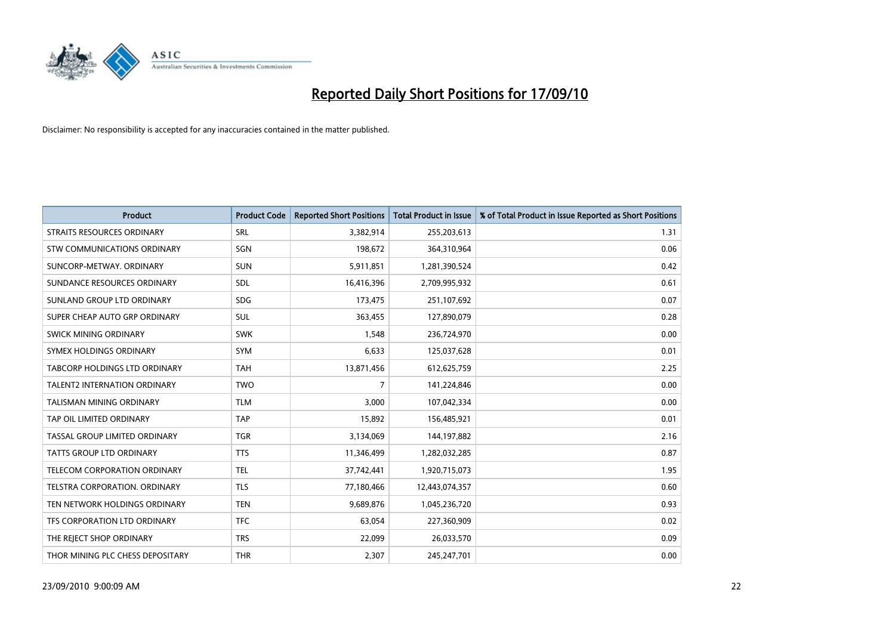# Reported Daily Short Positions for 17/09/10

Disclaimer: No responsibility is accepted for any inaccuracies contained in the matter published.

| Product | Product Code | Reported Short Positions | Total Product in Issue | % of Total Product in Issue Reported as Short Positions |
|---|---|---|---|---|
| STRAITS RESOURCES ORDINARY | SRL | 3,382,914 | 255,203,613 | 1.31 |
| STW COMMUNICATIONS ORDINARY | SGN | 198,672 | 364,310,964 | 0.06 |
| SUNCORP-METWAY. ORDINARY | SUN | 5,911,851 | 1,281,390,524 | 0.42 |
| SUNDANCE RESOURCES ORDINARY | SDL | 16,416,396 | 2,709,995,932 | 0.61 |
| SUNLAND GROUP LTD ORDINARY | SDG | 173,475 | 251,107,692 | 0.07 |
| SUPER CHEAP AUTO GRP ORDINARY | SUL | 363,455 | 127,890,079 | 0.28 |
| SWICK MINING ORDINARY | SWK | 1,548 | 236,724,970 | 0.00 |
| SYMEX HOLDINGS ORDINARY | SYM | 6,633 | 125,037,628 | 0.01 |
| TABCORP HOLDINGS LTD ORDINARY | TAH | 13,871,456 | 612,625,759 | 2.25 |
| TALENT2 INTERNATION ORDINARY | TWO | 7 | 141,224,846 | 0.00 |
| TALISMAN MINING ORDINARY | TLM | 3,000 | 107,042,334 | 0.00 |
| TAP OIL LIMITED ORDINARY | TAP | 15,892 | 156,485,921 | 0.01 |
| TASSAL GROUP LIMITED ORDINARY | TGR | 3,134,069 | 144,197,882 | 2.16 |
| TATTS GROUP LTD ORDINARY | TTS | 11,346,499 | 1,282,032,285 | 0.87 |
| TELECOM CORPORATION ORDINARY | TEL | 37,742,441 | 1,920,715,073 | 1.95 |
| TELSTRA CORPORATION. ORDINARY | TLS | 77,180,466 | 12,443,074,357 | 0.60 |
| TEN NETWORK HOLDINGS ORDINARY | TEN | 9,689,876 | 1,045,236,720 | 0.93 |
| TFS CORPORATION LTD ORDINARY | TFC | 63,054 | 227,360,909 | 0.02 |
| THE REJECT SHOP ORDINARY | TRS | 22,099 | 26,033,570 | 0.09 |
| THOR MINING PLC CHESS DEPOSITARY | THR | 2,307 | 245,247,701 | 0.00 |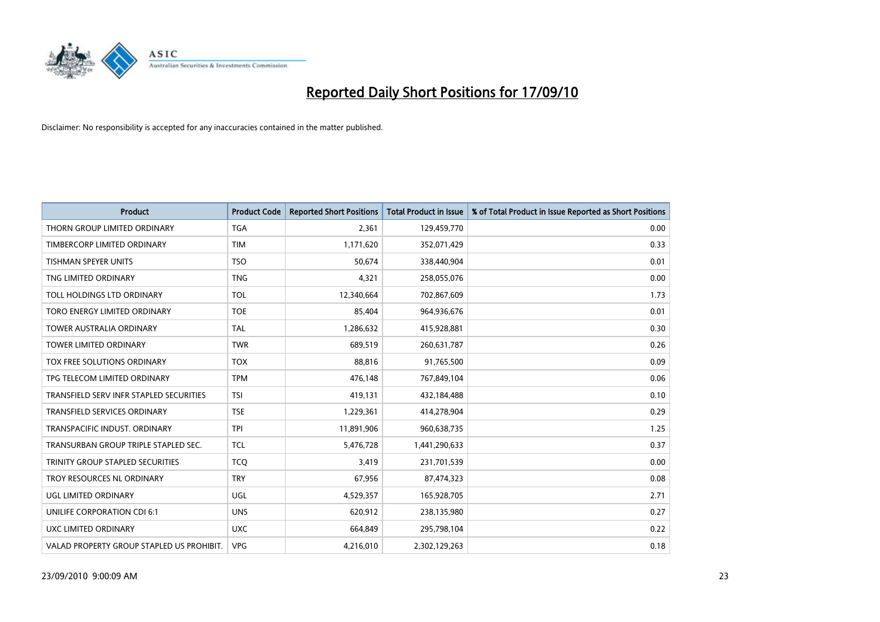# Reported Daily Short Positions for 17/09/10

Disclaimer: No responsibility is accepted for any inaccuracies contained in the matter published.

| Product | Product Code | Reported Short Positions | Total Product in Issue | % of Total Product in Issue Reported as Short Positions |
|---|---|---|---|---|
| THORN GROUP LIMITED ORDINARY | TGA | 2,361 | 129,459,770 | 0.00 |
| TIMBERCORP LIMITED ORDINARY | TIM | 1,171,620 | 352,071,429 | 0.33 |
| TISHMAN SPEYER UNITS | TSO | 50,674 | 338,440,904 | 0.01 |
| TNG LIMITED ORDINARY | TNG | 4,321 | 258,055,076 | 0.00 |
| TOLL HOLDINGS LTD ORDINARY | TOL | 12,340,664 | 702,867,609 | 1.73 |
| TORO ENERGY LIMITED ORDINARY | TOE | 85,404 | 964,936,676 | 0.01 |
| TOWER AUSTRALIA ORDINARY | TAL | 1,286,632 | 415,928,881 | 0.30 |
| TOWER LIMITED ORDINARY | TWR | 689,519 | 260,631,787 | 0.26 |
| TOX FREE SOLUTIONS ORDINARY | TOX | 88,816 | 91,765,500 | 0.09 |
| TPG TELECOM LIMITED ORDINARY | TPM | 476,148 | 767,849,104 | 0.06 |
| TRANSFIELD SERV INFR STAPLED SECURITIES | TSI | 419,131 | 432,184,488 | 0.10 |
| TRANSFIELD SERVICES ORDINARY | TSE | 1,229,361 | 414,278,904 | 0.29 |
| TRANSPACIFIC INDUST. ORDINARY | TPI | 11,891,906 | 960,638,735 | 1.25 |
| TRANSURBAN GROUP TRIPLE STAPLED SEC. | TCL | 5,476,728 | 1,441,290,633 | 0.37 |
| TRINITY GROUP STAPLED SECURITIES | TCQ | 3,419 | 231,701,539 | 0.00 |
| TROY RESOURCES NL ORDINARY | TRY | 67,956 | 87,474,323 | 0.08 |
| UGL LIMITED ORDINARY | UGL | 4,529,357 | 165,928,705 | 2.71 |
| UNILIFE CORPORATION CDI 6:1 | UNS | 620,912 | 238,135,980 | 0.27 |
| UXC LIMITED ORDINARY | UXC | 664,849 | 295,798,104 | 0.22 |
| VALAD PROPERTY GROUP STAPLED US PROHIBIT. | VPG | 4,216,010 | 2,302,129,263 | 0.18 |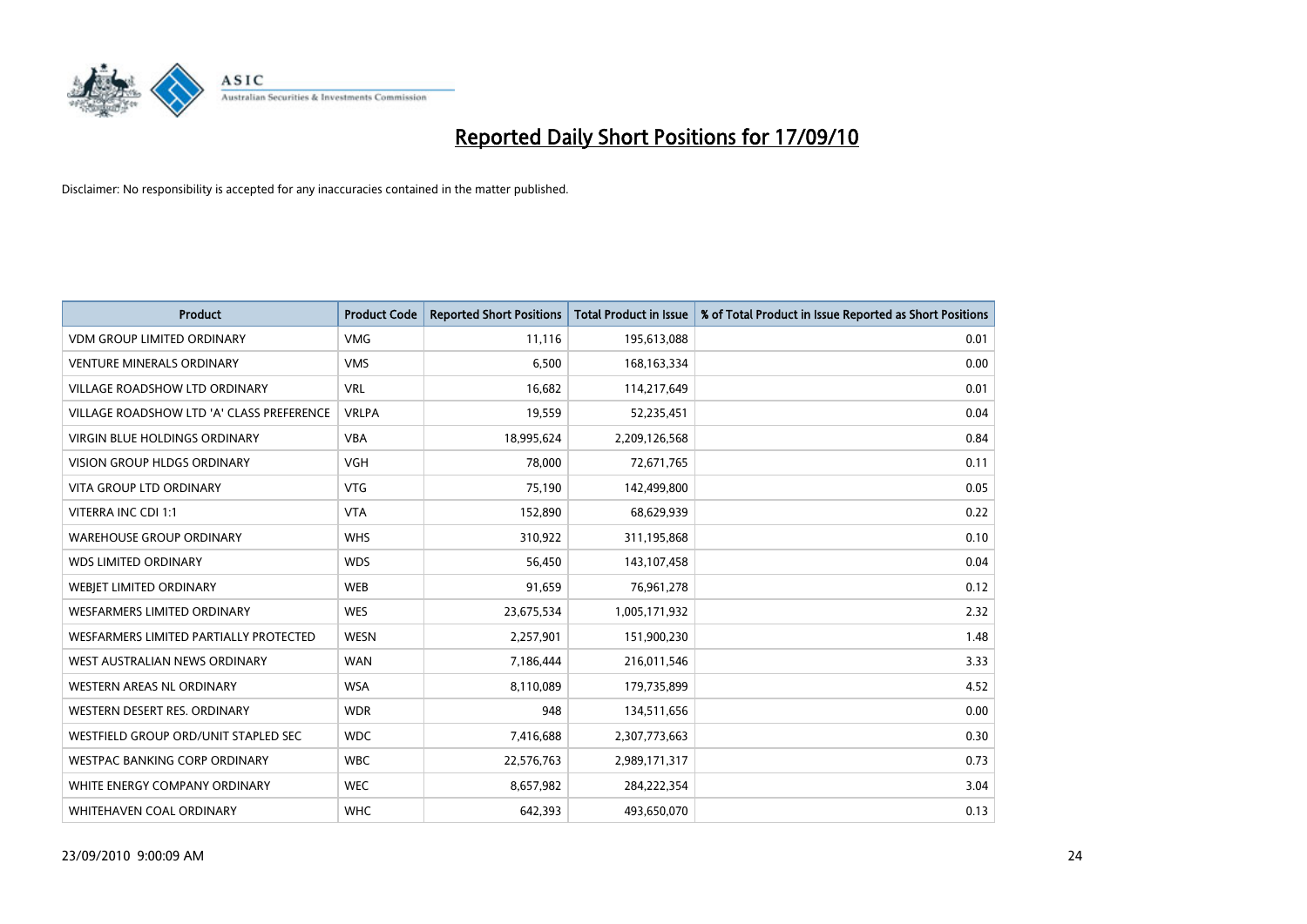# Reported Daily Short Positions for 17/09/10

Disclaimer: No responsibility is accepted for any inaccuracies contained in the matter published.

| Product | Product Code | Reported Short Positions | Total Product in Issue | % of Total Product in Issue Reported as Short Positions |
|---|---|---|---|---|
| VDM GROUP LIMITED ORDINARY | VMG | 11,116 | 195,613,088 | 0.01 |
| VENTURE MINERALS ORDINARY | VMS | 6,500 | 168,163,334 | 0.00 |
| VILLAGE ROADSHOW LTD ORDINARY | VRL | 16,682 | 114,217,649 | 0.01 |
| VILLAGE ROADSHOW LTD 'A' CLASS PREFERENCE | VRLPA | 19,559 | 52,235,451 | 0.04 |
| VIRGIN BLUE HOLDINGS ORDINARY | VBA | 18,995,624 | 2,209,126,568 | 0.84 |
| VISION GROUP HLDGS ORDINARY | VGH | 78,000 | 72,671,765 | 0.11 |
| VITA GROUP LTD ORDINARY | VTG | 75,190 | 142,499,800 | 0.05 |
| VITERRA INC CDI 1:1 | VTA | 152,890 | 68,629,939 | 0.22 |
| WAREHOUSE GROUP ORDINARY | WHS | 310,922 | 311,195,868 | 0.10 |
| WDS LIMITED ORDINARY | WDS | 56,450 | 143,107,458 | 0.04 |
| WEBJET LIMITED ORDINARY | WEB | 91,659 | 76,961,278 | 0.12 |
| WESFARMERS LIMITED ORDINARY | WES | 23,675,534 | 1,005,171,932 | 2.32 |
| WESFARMERS LIMITED PARTIALLY PROTECTED | WESN | 2,257,901 | 151,900,230 | 1.48 |
| WEST AUSTRALIAN NEWS ORDINARY | WAN | 7,186,444 | 216,011,546 | 3.33 |
| WESTERN AREAS NL ORDINARY | WSA | 8,110,089 | 179,735,899 | 4.52 |
| WESTERN DESERT RES. ORDINARY | WDR | 948 | 134,511,656 | 0.00 |
| WESTFIELD GROUP ORD/UNIT STAPLED SEC | WDC | 7,416,688 | 2,307,773,663 | 0.30 |
| WESTPAC BANKING CORP ORDINARY | WBC | 22,576,763 | 2,989,171,317 | 0.73 |
| WHITE ENERGY COMPANY ORDINARY | WEC | 8,657,982 | 284,222,354 | 3.04 |
| WHITEHAVEN COAL ORDINARY | WHC | 642,393 | 493,650,070 | 0.13 |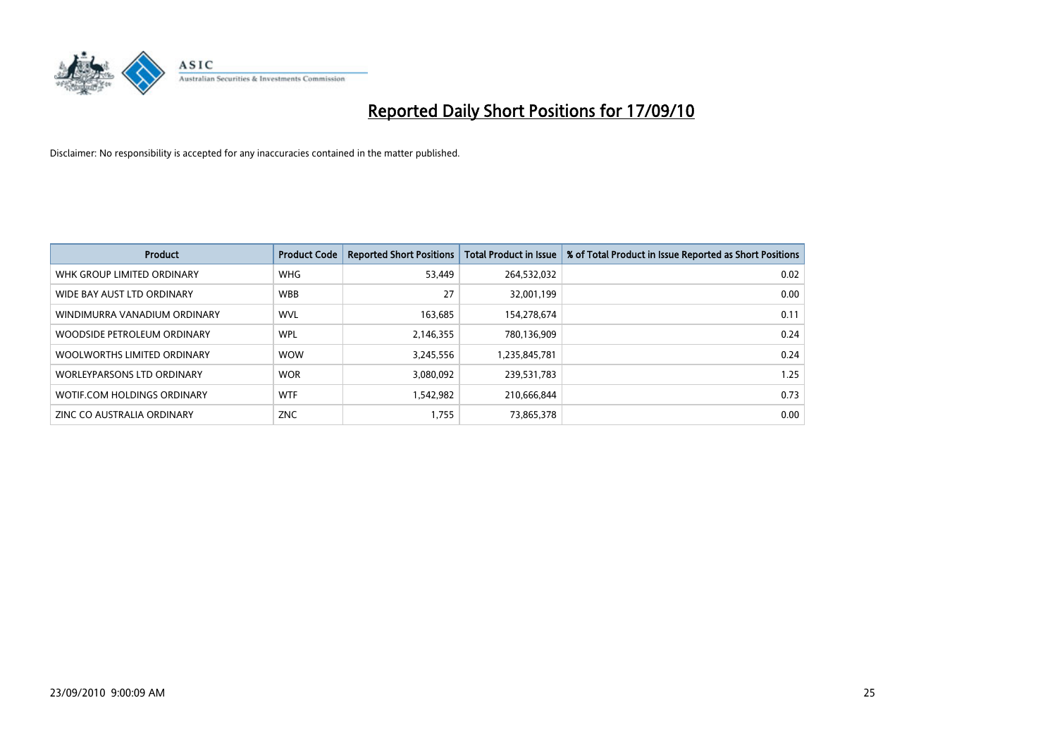# Reported Daily Short Positions for 17/09/10

Disclaimer: No responsibility is accepted for any inaccuracies contained in the matter published.

| Product | Product Code | Reported Short Positions | Total Product in Issue | % of Total Product in Issue Reported as Short Positions |
|---|---|---|---|---|
| WHK GROUP LIMITED ORDINARY | WHG | 53,449 | 264,532,032 | 0.02 |
| WIDE BAY AUST LTD ORDINARY | WBB | 27 | 32,001,199 | 0.00 |
| WINDIMURRA VANADIUM ORDINARY | WVL | 163,685 | 154,278,674 | 0.11 |
| WOODSIDE PETROLEUM ORDINARY | WPL | 2,146,355 | 780,136,909 | 0.24 |
| WOOLWORTHS LIMITED ORDINARY | WOW | 3,245,556 | 1,235,845,781 | 0.24 |
| WORLEYPARSONS LTD ORDINARY | WOR | 3,080,092 | 239,531,783 | 1.25 |
| WOTIF.COM HOLDINGS ORDINARY | WTF | 1,542,982 | 210,666,844 | 0.73 |
| ZINC CO AUSTRALIA ORDINARY | ZNC | 1,755 | 73,865,378 | 0.00 |

23/09/2010 9:00:09 AM